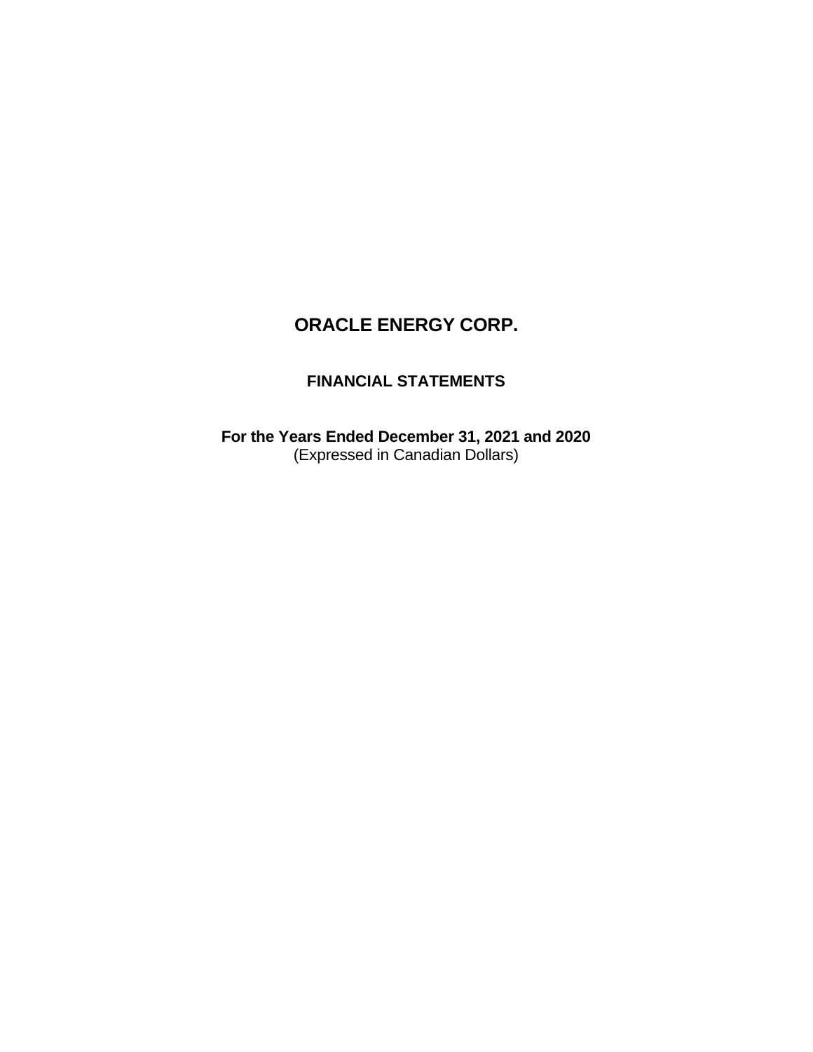# ORACLE ENERGY CORP.

## FINANCIAL STATEMENTS

**For the Years Ended December 31, 2021 and 2020**
(Expressed in Canadian Dollars)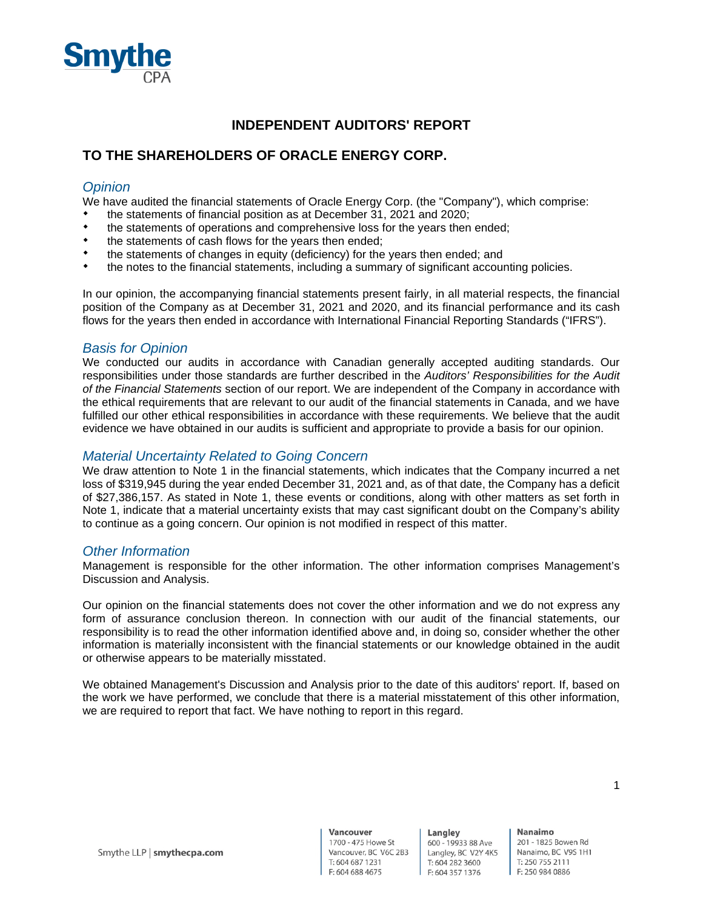Smythe CPA

# INDEPENDENT AUDITORS' REPORT

## TO THE SHAREHOLDERS OF ORACLE ENERGY CORP.

### *Opinion*

We have audited the financial statements of Oracle Energy Corp. (the "Company"), which comprise:

- the statements of financial position as at December 31, 2021 and 2020;
- the statements of operations and comprehensive loss for the years then ended;
- the statements of cash flows for the years then ended;
- the statements of changes in equity (deficiency) for the years then ended; and
- the notes to the financial statements, including a summary of significant accounting policies.

In our opinion, the accompanying financial statements present fairly, in all material respects, the financial position of the Company as at December 31, 2021 and 2020, and its financial performance and its cash flows for the years then ended in accordance with International Financial Reporting Standards ("IFRS").

### *Basis for Opinion*

We conducted our audits in accordance with Canadian generally accepted auditing standards. Our responsibilities under those standards are further described in the *Auditors' Responsibilities for the Audit of the Financial Statements* section of our report. We are independent of the Company in accordance with the ethical requirements that are relevant to our audit of the financial statements in Canada, and we have fulfilled our other ethical responsibilities in accordance with these requirements. We believe that the audit evidence we have obtained in our audits is sufficient and appropriate to provide a basis for our opinion.

### *Material Uncertainty Related to Going Concern*

We draw attention to Note 1 in the financial statements, which indicates that the Company incurred a net loss of $319,945 during the year ended December 31, 2021 and, as of that date, the Company has a deficit of $27,386,157. As stated in Note 1, these events or conditions, along with other matters as set forth in Note 1, indicate that a material uncertainty exists that may cast significant doubt on the Company's ability to continue as a going concern. Our opinion is not modified in respect of this matter.

### *Other Information*

Management is responsible for the other information. The other information comprises Management's Discussion and Analysis.

Our opinion on the financial statements does not cover the other information and we do not express any form of assurance conclusion thereon. In connection with our audit of the financial statements, our responsibility is to read the other information identified above and, in doing so, consider whether the other information is materially inconsistent with the financial statements or our knowledge obtained in the audit or otherwise appears to be materially misstated.

We obtained Management's Discussion and Analysis prior to the date of this auditors' report. If, based on the work we have performed, we conclude that there is a material misstatement of this other information, we are required to report that fact. We have nothing to report in this regard.

Smythe LLP | **smythecpa.com**

**Vancouver**
1700 - 475 Howe St
Vancouver, BC V6C 2B3
T: 604 687 1231
F: 604 688 4675

**Langley**
600 - 19933 88 Ave
Langley, BC V2Y 4K5
T: 604 282 3600
F: 604 357 1376

**Nanaimo**
201 - 1825 Bowen Rd
Nanaimo, BC V9S 1H1
T: 250 755 2111
F: 250 984 0886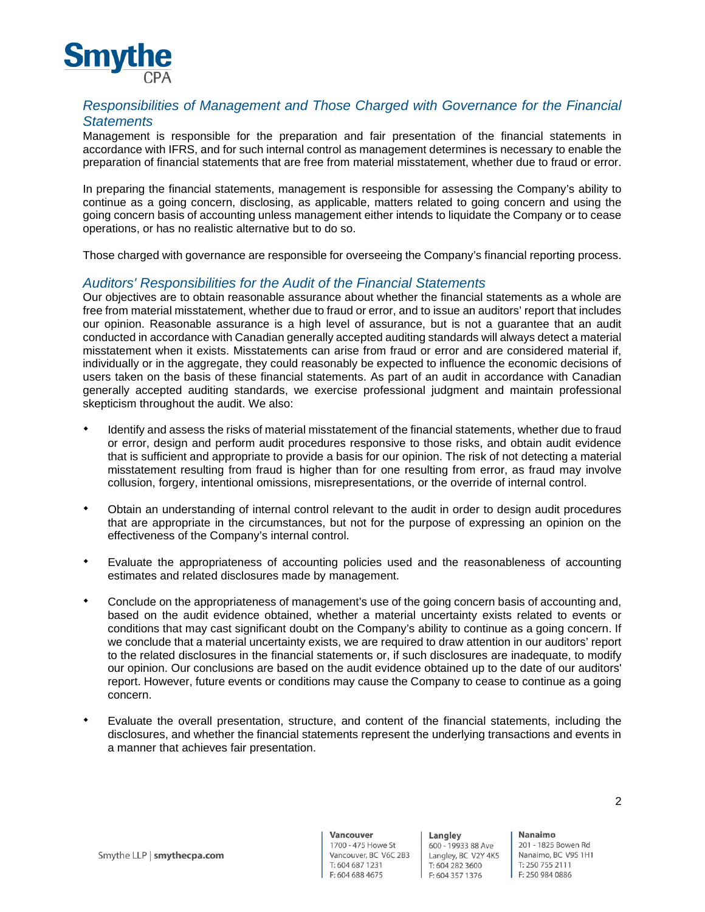### *Responsibilities of Management and Those Charged with Governance for the Financial Statements*

Management is responsible for the preparation and fair presentation of the financial statements in accordance with IFRS, and for such internal control as management determines is necessary to enable the preparation of financial statements that are free from material misstatement, whether due to fraud or error.

In preparing the financial statements, management is responsible for assessing the Company's ability to continue as a going concern, disclosing, as applicable, matters related to going concern and using the going concern basis of accounting unless management either intends to liquidate the Company or to cease operations, or has no realistic alternative but to do so.

Those charged with governance are responsible for overseeing the Company's financial reporting process.

### *Auditors' Responsibilities for the Audit of the Financial Statements*

Our objectives are to obtain reasonable assurance about whether the financial statements as a whole are free from material misstatement, whether due to fraud or error, and to issue an auditors' report that includes our opinion. Reasonable assurance is a high level of assurance, but is not a guarantee that an audit conducted in accordance with Canadian generally accepted auditing standards will always detect a material misstatement when it exists. Misstatements can arise from fraud or error and are considered material if, individually or in the aggregate, they could reasonably be expected to influence the economic decisions of users taken on the basis of these financial statements. As part of an audit in accordance with Canadian generally accepted auditing standards, we exercise professional judgment and maintain professional skepticism throughout the audit. We also:

- Identify and assess the risks of material misstatement of the financial statements, whether due to fraud or error, design and perform audit procedures responsive to those risks, and obtain audit evidence that is sufficient and appropriate to provide a basis for our opinion. The risk of not detecting a material misstatement resulting from fraud is higher than for one resulting from error, as fraud may involve collusion, forgery, intentional omissions, misrepresentations, or the override of internal control.

- Obtain an understanding of internal control relevant to the audit in order to design audit procedures that are appropriate in the circumstances, but not for the purpose of expressing an opinion on the effectiveness of the Company's internal control.

- Evaluate the appropriateness of accounting policies used and the reasonableness of accounting estimates and related disclosures made by management.

- Conclude on the appropriateness of management's use of the going concern basis of accounting and, based on the audit evidence obtained, whether a material uncertainty exists related to events or conditions that may cast significant doubt on the Company's ability to continue as a going concern. If we conclude that a material uncertainty exists, we are required to draw attention in our auditors' report to the related disclosures in the financial statements or, if such disclosures are inadequate, to modify our opinion. Our conclusions are based on the audit evidence obtained up to the date of our auditors' report. However, future events or conditions may cause the Company to cease to continue as a going concern.

- Evaluate the overall presentation, structure, and content of the financial statements, including the disclosures, and whether the financial statements represent the underlying transactions and events in a manner that achieves fair presentation.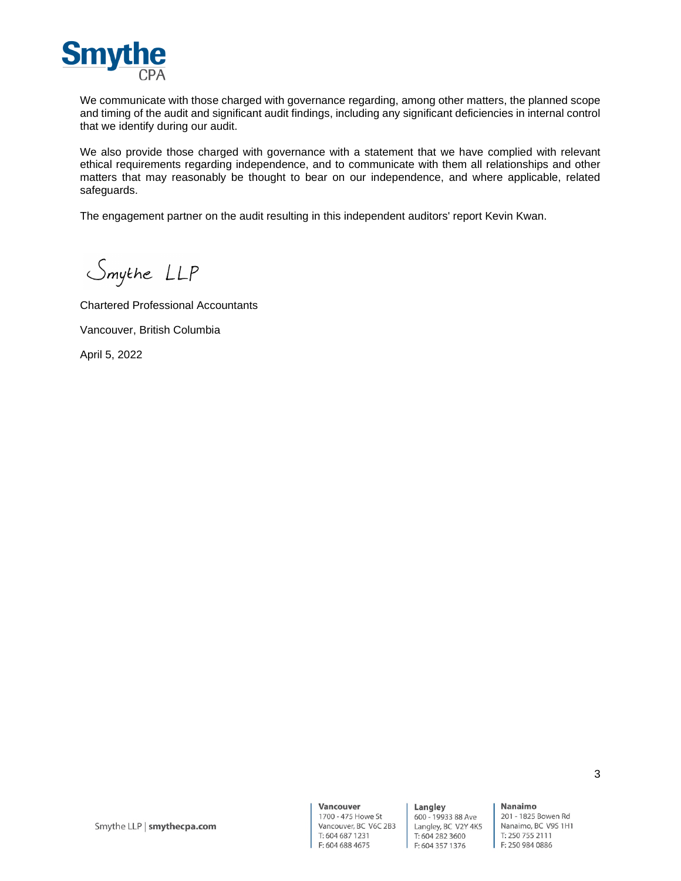We communicate with those charged with governance regarding, among other matters, the planned scope and timing of the audit and significant audit findings, including any significant deficiencies in internal control that we identify during our audit.

We also provide those charged with governance with a statement that we have complied with relevant ethical requirements regarding independence, and to communicate with them all relationships and other matters that may reasonably be thought to bear on our independence, and where applicable, related safeguards.

The engagement partner on the audit resulting in this independent auditors' report Kevin Kwan.

Smythe LLP

Chartered Professional Accountants

Vancouver, British Columbia

April 5, 2022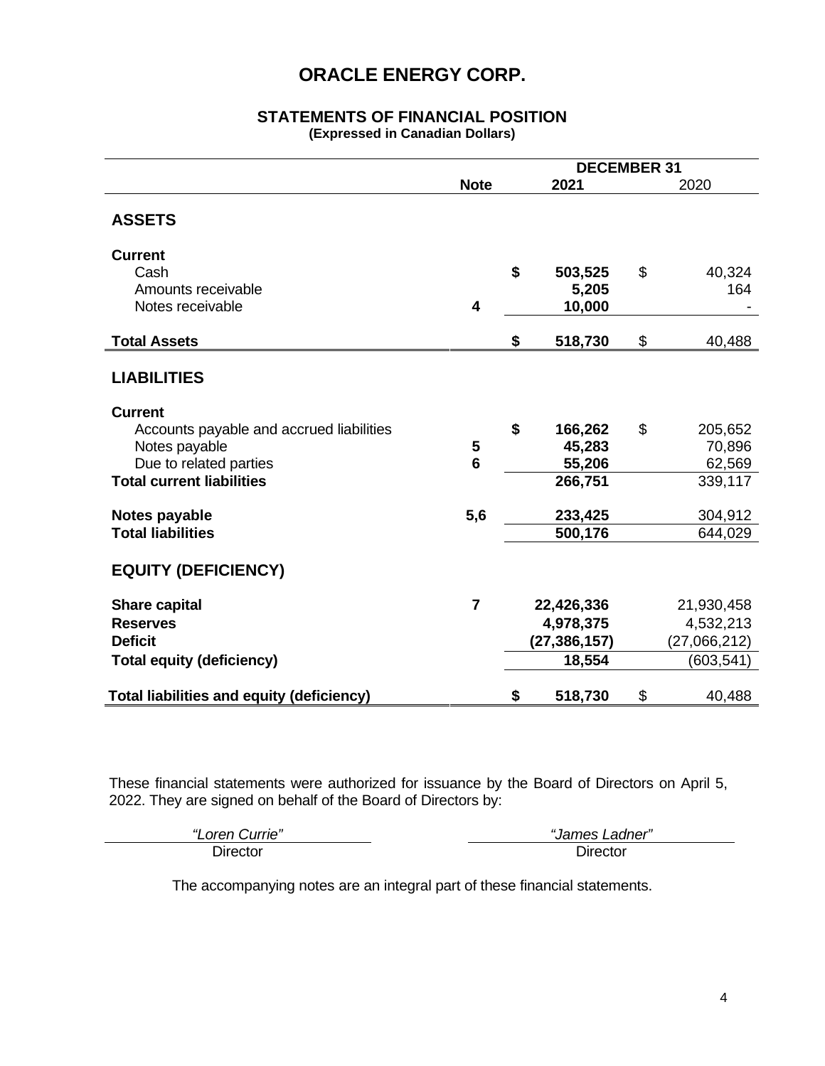# ORACLE ENERGY CORP.

## STATEMENTS OF FINANCIAL POSITION

**(Expressed in Canadian Dollars)**

| | Note | DECEMBER 31 2021 | 2020 |
|---|---|---|---|
| **ASSETS** | | | |
| **Current** | | | |
| Cash | | **$ 503,525** | $ 40,324 |
| Amounts receivable | | **5,205** | 164 |
| Notes receivable | **4** | **10,000** | - |
| **Total Assets** | | **$ 518,730** | $ 40,488 |
| **LIABILITIES** | | | |
| **Current** | | | |
| Accounts payable and accrued liabilities | | **$ 166,262** | $ 205,652 |
| Notes payable | **5** | **45,283** | 70,896 |
| Due to related parties | **6** | **55,206** | 62,569 |
| **Total current liabilities** | | **266,751** | 339,117 |
| **Notes payable** | **5,6** | **233,425** | 304,912 |
| **Total liabilities** | | **500,176** | 644,029 |
| **EQUITY (DEFICIENCY)** | | | |
| **Share capital** | **7** | **22,426,336** | 21,930,458 |
| **Reserves** | | **4,978,375** | 4,532,213 |
| **Deficit** | | **(27,386,157)** | (27,066,212) |
| **Total equity (deficiency)** | | **18,554** | (603,541) |
| **Total liabilities and equity (deficiency)** | | **$ 518,730** | $ 40,488 |

These financial statements were authorized for issuance by the Board of Directors on April 5, 2022. They are signed on behalf of the Board of Directors by:

| *"Loren Currie"* | *"James Ladner"* |
|---|---|
| Director | Director |

The accompanying notes are an integral part of these financial statements.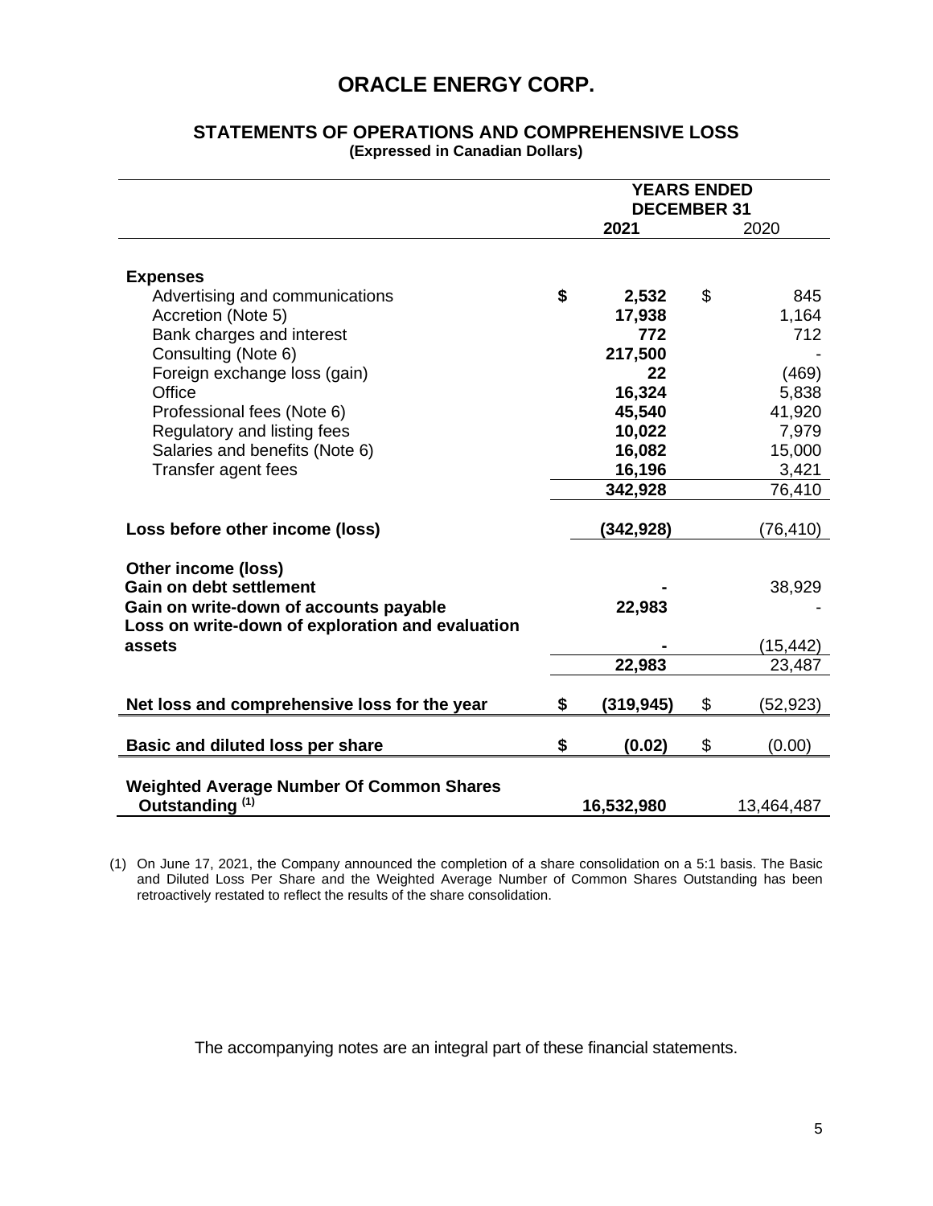# ORACLE ENERGY CORP.

## STATEMENTS OF OPERATIONS AND COMPREHENSIVE LOSS

**(Expressed in Canadian Dollars)**

| | YEARS ENDED DECEMBER 31 | |
|---|---|---|
| | **2021** | 2020 |
| **Expenses** | | |
| Advertising and communications | **$ 2,532** | $ 845 |
| Accretion (Note 5) | **17,938** | 1,164 |
| Bank charges and interest | **772** | 712 |
| Consulting (Note 6) | **217,500** | - |
| Foreign exchange loss (gain) | **22** | (469) |
| Office | **16,324** | 5,838 |
| Professional fees (Note 6) | **45,540** | 41,920 |
| Regulatory and listing fees | **10,022** | 7,979 |
| Salaries and benefits (Note 6) | **16,082** | 15,000 |
| Transfer agent fees | **16,196** | 3,421 |
| | **342,928** | 76,410 |
| **Loss before other income (loss)** | **(342,928)** | (76,410) |
| **Other income (loss)** | | |
| **Gain on debt settlement** | **-** | 38,929 |
| **Gain on write-down of accounts payable** | **22,983** | - |
| **Loss on write-down of exploration and evaluation assets** | **-** | (15,442) |
| | **22,983** | 23,487 |
| **Net loss and comprehensive loss for the year** | **$ (319,945)** | $ (52,923) |
| **Basic and diluted loss per share** | **$ (0.02)** | $ (0.00) |
| **Weighted Average Number Of Common Shares Outstanding [(1)]** | **16,532,980** | 13,464,487 |

(1) On June 17, 2021, the Company announced the completion of a share consolidation on a 5:1 basis. The Basic and Diluted Loss Per Share and the Weighted Average Number of Common Shares Outstanding has been retroactively restated to reflect the results of the share consolidation.

The accompanying notes are an integral part of these financial statements.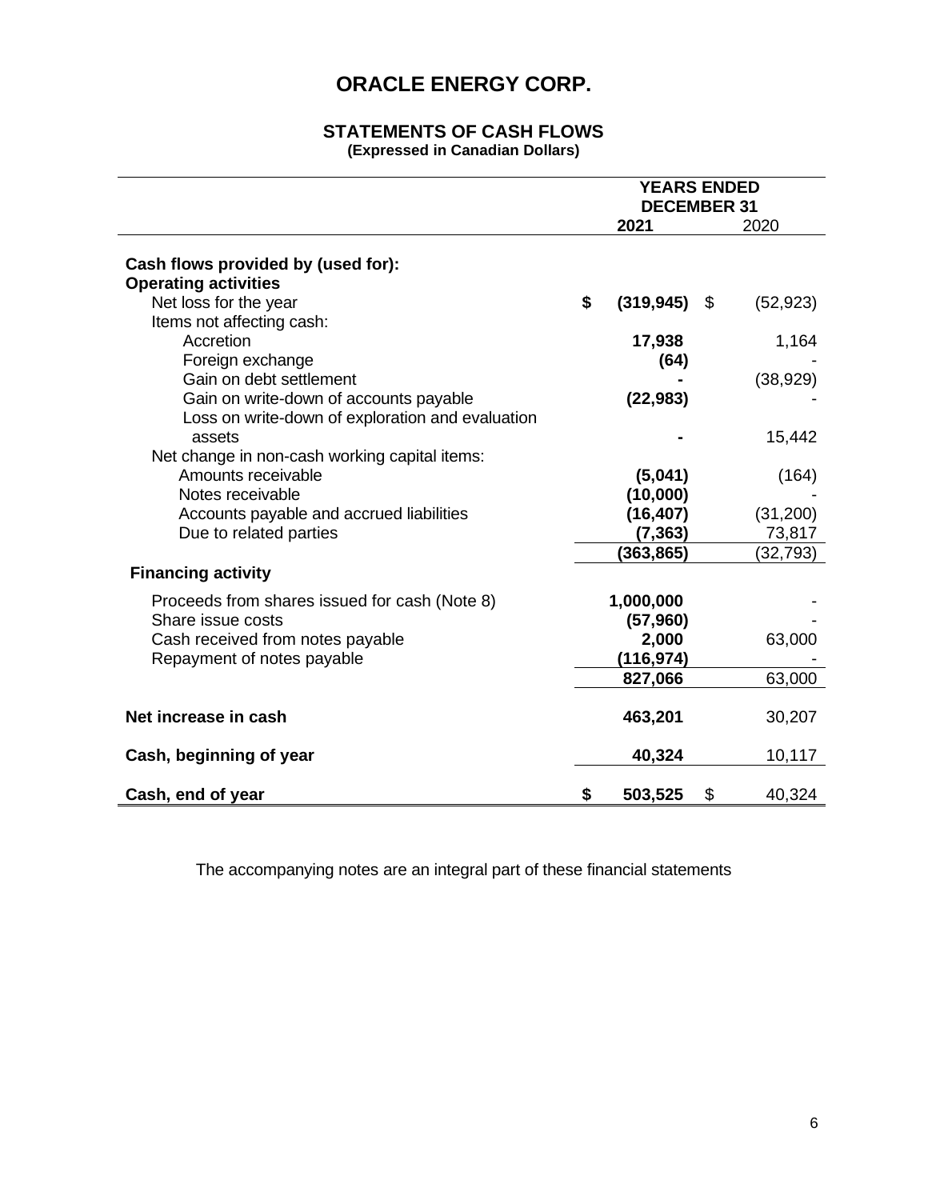# ORACLE ENERGY CORP.

## STATEMENTS OF CASH FLOWS

**(Expressed in Canadian Dollars)**

| | YEARS ENDED DECEMBER 31 | |
|---|---|---|
| | **2021** | 2020 |
| **Cash flows provided by (used for):** | | |
| **Operating activities** | | |
| Net loss for the year | **$ (319,945)** | $ (52,923) |
| Items not affecting cash: | | |
| Accretion | **17,938** | 1,164 |
| Foreign exchange | **(64)** | - |
| Gain on debt settlement | **-** | (38,929) |
| Gain on write-down of accounts payable | **(22,983)** | - |
| Loss on write-down of exploration and evaluation assets | **-** | 15,442 |
| Net change in non-cash working capital items: | | |
| Amounts receivable | **(5,041)** | (164) |
| Notes receivable | **(10,000)** | - |
| Accounts payable and accrued liabilities | **(16,407)** | (31,200) |
| Due to related parties | **(7,363)** | 73,817 |
| | **(363,865)** | (32,793) |
| **Financing activity** | | |
| Proceeds from shares issued for cash (Note 8) | **1,000,000** | - |
| Share issue costs | **(57,960)** | - |
| Cash received from notes payable | **2,000** | 63,000 |
| Repayment of notes payable | **(116,974)** | - |
| | **827,066** | 63,000 |
| **Net increase in cash** | **463,201** | 30,207 |
| **Cash, beginning of year** | **40,324** | 10,117 |
| **Cash, end of year** | **$ 503,525** | $ 40,324 |

The accompanying notes are an integral part of these financial statements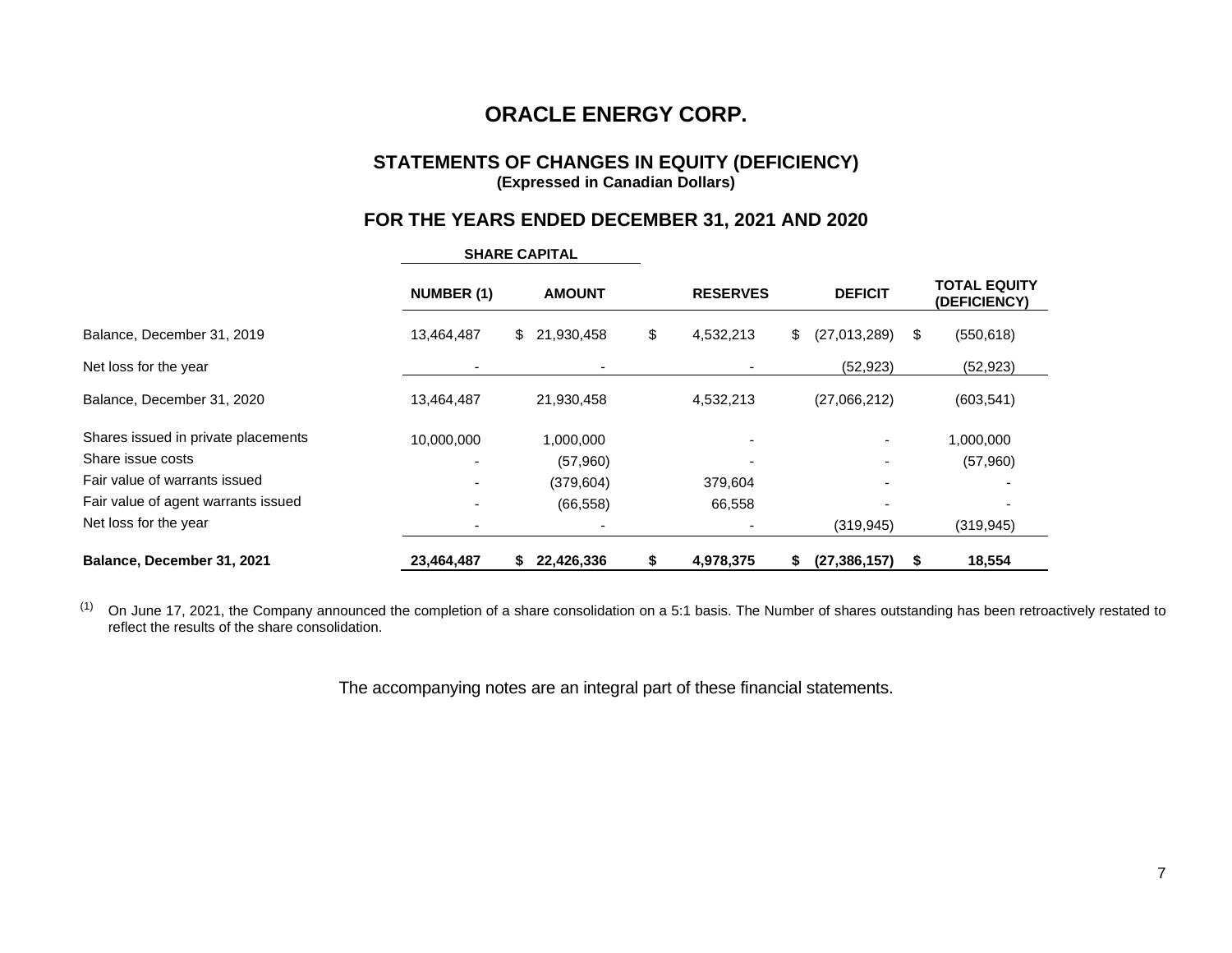# ORACLE ENERGY CORP.

## STATEMENTS OF CHANGES IN EQUITY (DEFICIENCY)

**(Expressed in Canadian Dollars)**

## FOR THE YEARS ENDED DECEMBER 31, 2021 AND 2020

| | SHARE CAPITAL | | | | |
|---|---|---|---|---|---|
| | NUMBER (1) | AMOUNT | RESERVES | DEFICIT | TOTAL EQUITY (DEFICIENCY) |
| Balance, December 31, 2019 | 13,464,487 | $ 21,930,458 | $ 4,532,213 | $ (27,013,289) | $ (550,618) |
| Net loss for the year | - | - | - | (52,923) | (52,923) |
| Balance, December 31, 2020 | 13,464,487 | 21,930,458 | 4,532,213 | (27,066,212) | (603,541) |
| Shares issued in private placements | 10,000,000 | 1,000,000 | - | - | 1,000,000 |
| Share issue costs | - | (57,960) | - | - | (57,960) |
| Fair value of warrants issued | - | (379,604) | 379,604 | - | - |
| Fair value of agent warrants issued | - | (66,558) | 66,558 | - | - |
| Net loss for the year | - | - | - | (319,945) | (319,945) |
| **Balance, December 31, 2021** | **23,464,487** | **$ 22,426,336** | **$ 4,978,375** | **$ (27,386,157)** | **$ 18,554** |

(1) On June 17, 2021, the Company announced the completion of a share consolidation on a 5:1 basis. The Number of shares outstanding has been retroactively restated to reflect the results of the share consolidation.

The accompanying notes are an integral part of these financial statements.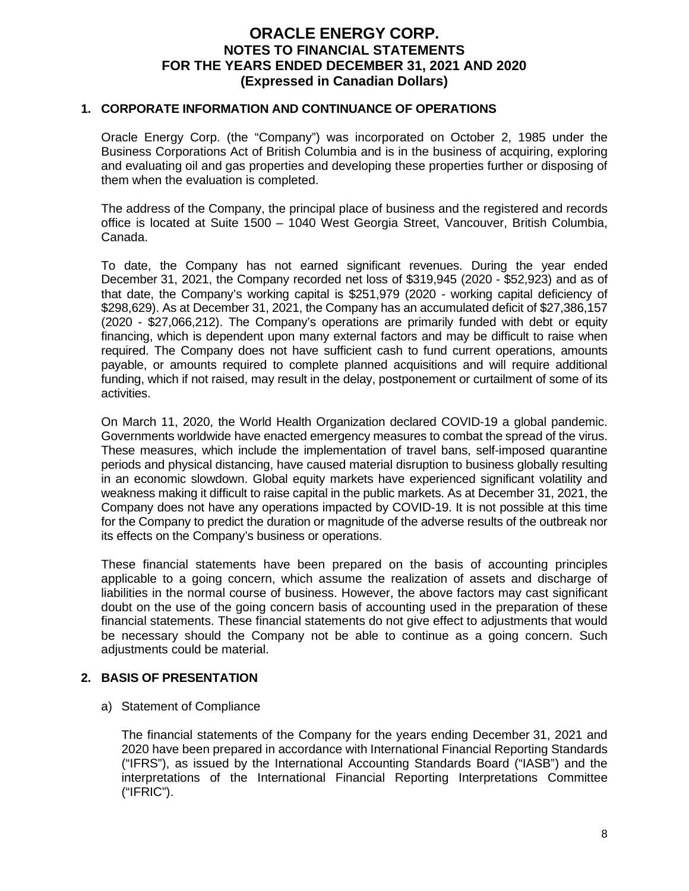# ORACLE ENERGY CORP.
## NOTES TO FINANCIAL STATEMENTS
## FOR THE YEARS ENDED DECEMBER 31, 2021 AND 2020
## (Expressed in Canadian Dollars)

### 1. CORPORATE INFORMATION AND CONTINUANCE OF OPERATIONS

Oracle Energy Corp. (the "Company") was incorporated on October 2, 1985 under the Business Corporations Act of British Columbia and is in the business of acquiring, exploring and evaluating oil and gas properties and developing these properties further or disposing of them when the evaluation is completed.

The address of the Company, the principal place of business and the registered and records office is located at Suite 1500 – 1040 West Georgia Street, Vancouver, British Columbia, Canada.

To date, the Company has not earned significant revenues. During the year ended December 31, 2021, the Company recorded net loss of $319,945 (2020 - $52,923) and as of that date, the Company's working capital is $251,979 (2020 - working capital deficiency of $298,629). As at December 31, 2021, the Company has an accumulated deficit of $27,386,157 (2020 - $27,066,212). The Company's operations are primarily funded with debt or equity financing, which is dependent upon many external factors and may be difficult to raise when required. The Company does not have sufficient cash to fund current operations, amounts payable, or amounts required to complete planned acquisitions and will require additional funding, which if not raised, may result in the delay, postponement or curtailment of some of its activities.

On March 11, 2020, the World Health Organization declared COVID-19 a global pandemic. Governments worldwide have enacted emergency measures to combat the spread of the virus. These measures, which include the implementation of travel bans, self-imposed quarantine periods and physical distancing, have caused material disruption to business globally resulting in an economic slowdown. Global equity markets have experienced significant volatility and weakness making it difficult to raise capital in the public markets. As at December 31, 2021, the Company does not have any operations impacted by COVID-19. It is not possible at this time for the Company to predict the duration or magnitude of the adverse results of the outbreak nor its effects on the Company's business or operations.

These financial statements have been prepared on the basis of accounting principles applicable to a going concern, which assume the realization of assets and discharge of liabilities in the normal course of business. However, the above factors may cast significant doubt on the use of the going concern basis of accounting used in the preparation of these financial statements. These financial statements do not give effect to adjustments that would be necessary should the Company not be able to continue as a going concern. Such adjustments could be material.

### 2. BASIS OF PRESENTATION

a) Statement of Compliance

The financial statements of the Company for the years ending December 31, 2021 and 2020 have been prepared in accordance with International Financial Reporting Standards ("IFRS"), as issued by the International Accounting Standards Board ("IASB") and the interpretations of the International Financial Reporting Interpretations Committee ("IFRIC").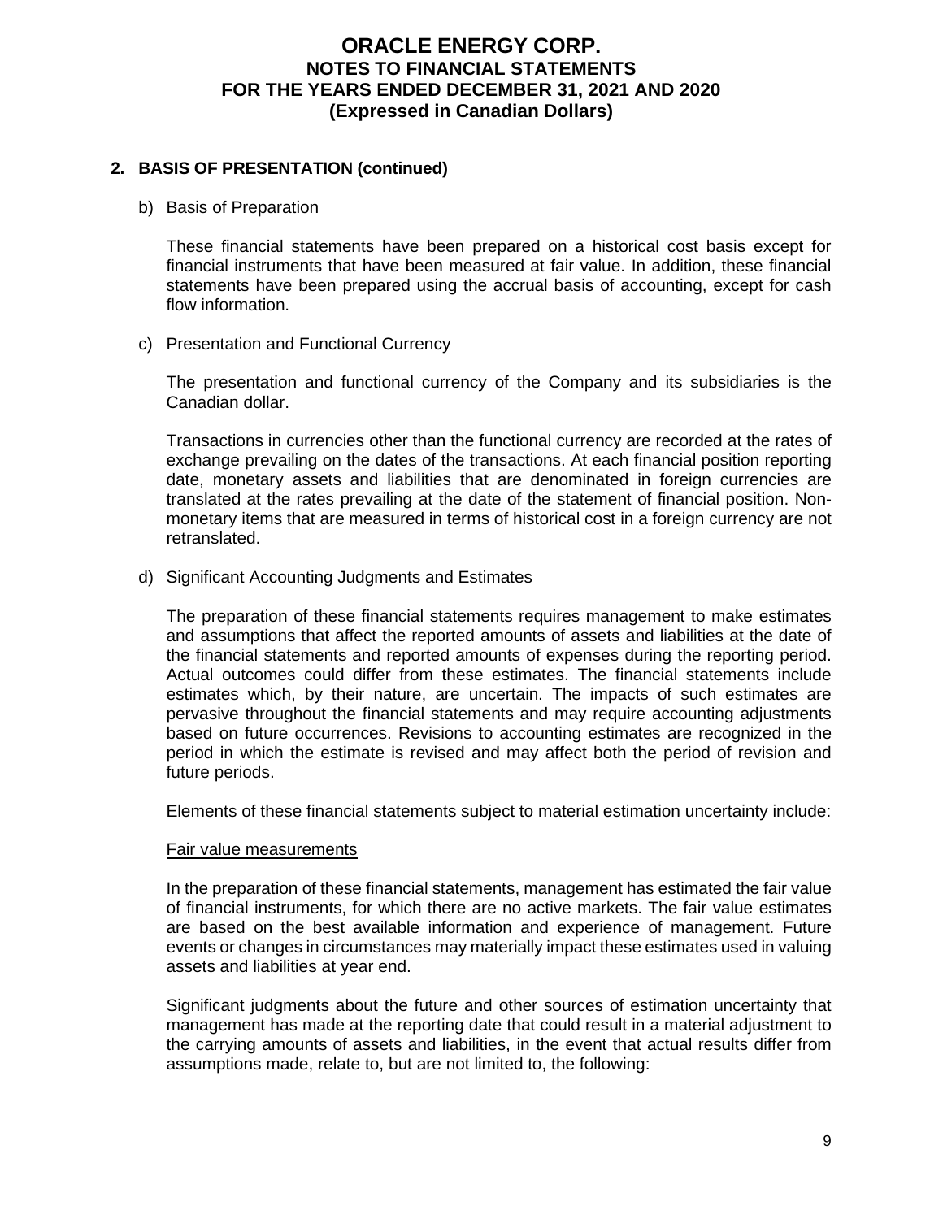## 2. BASIS OF PRESENTATION (continued)

b) Basis of Preparation

These financial statements have been prepared on a historical cost basis except for financial instruments that have been measured at fair value. In addition, these financial statements have been prepared using the accrual basis of accounting, except for cash flow information.

c) Presentation and Functional Currency

The presentation and functional currency of the Company and its subsidiaries is the Canadian dollar.

Transactions in currencies other than the functional currency are recorded at the rates of exchange prevailing on the dates of the transactions. At each financial position reporting date, monetary assets and liabilities that are denominated in foreign currencies are translated at the rates prevailing at the date of the statement of financial position. Non-monetary items that are measured in terms of historical cost in a foreign currency are not retranslated.

d) Significant Accounting Judgments and Estimates

The preparation of these financial statements requires management to make estimates and assumptions that affect the reported amounts of assets and liabilities at the date of the financial statements and reported amounts of expenses during the reporting period. Actual outcomes could differ from these estimates. The financial statements include estimates which, by their nature, are uncertain. The impacts of such estimates are pervasive throughout the financial statements and may require accounting adjustments based on future occurrences. Revisions to accounting estimates are recognized in the period in which the estimate is revised and may affect both the period of revision and future periods.

Elements of these financial statements subject to material estimation uncertainty include:

Fair value measurements

In the preparation of these financial statements, management has estimated the fair value of financial instruments, for which there are no active markets. The fair value estimates are based on the best available information and experience of management. Future events or changes in circumstances may materially impact these estimates used in valuing assets and liabilities at year end.

Significant judgments about the future and other sources of estimation uncertainty that management has made at the reporting date that could result in a material adjustment to the carrying amounts of assets and liabilities, in the event that actual results differ from assumptions made, relate to, but are not limited to, the following: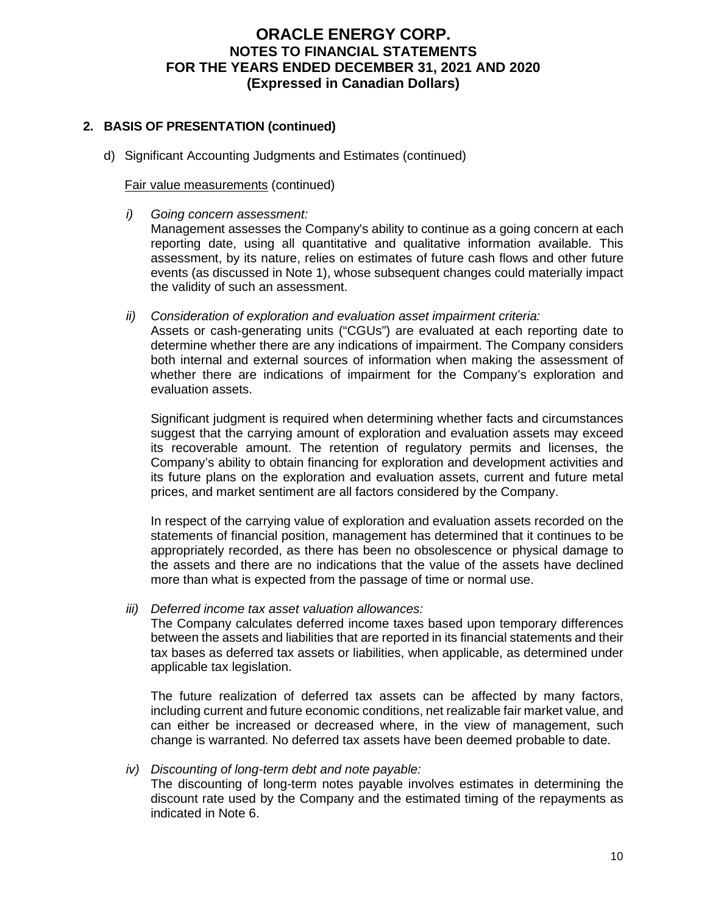## 2. BASIS OF PRESENTATION (continued)

d) Significant Accounting Judgments and Estimates (continued)

Fair value measurements (continued)

*i) Going concern assessment:*

Management assesses the Company's ability to continue as a going concern at each reporting date, using all quantitative and qualitative information available. This assessment, by its nature, relies on estimates of future cash flows and other future events (as discussed in Note 1), whose subsequent changes could materially impact the validity of such an assessment.

*ii) Consideration of exploration and evaluation asset impairment criteria:*

Assets or cash-generating units ("CGUs") are evaluated at each reporting date to determine whether there are any indications of impairment. The Company considers both internal and external sources of information when making the assessment of whether there are indications of impairment for the Company's exploration and evaluation assets.

Significant judgment is required when determining whether facts and circumstances suggest that the carrying amount of exploration and evaluation assets may exceed its recoverable amount. The retention of regulatory permits and licenses, the Company's ability to obtain financing for exploration and development activities and its future plans on the exploration and evaluation assets, current and future metal prices, and market sentiment are all factors considered by the Company.

In respect of the carrying value of exploration and evaluation assets recorded on the statements of financial position, management has determined that it continues to be appropriately recorded, as there has been no obsolescence or physical damage to the assets and there are no indications that the value of the assets have declined more than what is expected from the passage of time or normal use.

*iii) Deferred income tax asset valuation allowances:*

The Company calculates deferred income taxes based upon temporary differences between the assets and liabilities that are reported in its financial statements and their tax bases as deferred tax assets or liabilities, when applicable, as determined under applicable tax legislation.

The future realization of deferred tax assets can be affected by many factors, including current and future economic conditions, net realizable fair market value, and can either be increased or decreased where, in the view of management, such change is warranted. No deferred tax assets have been deemed probable to date.

*iv) Discounting of long-term debt and note payable:*

The discounting of long-term notes payable involves estimates in determining the discount rate used by the Company and the estimated timing of the repayments as indicated in Note 6.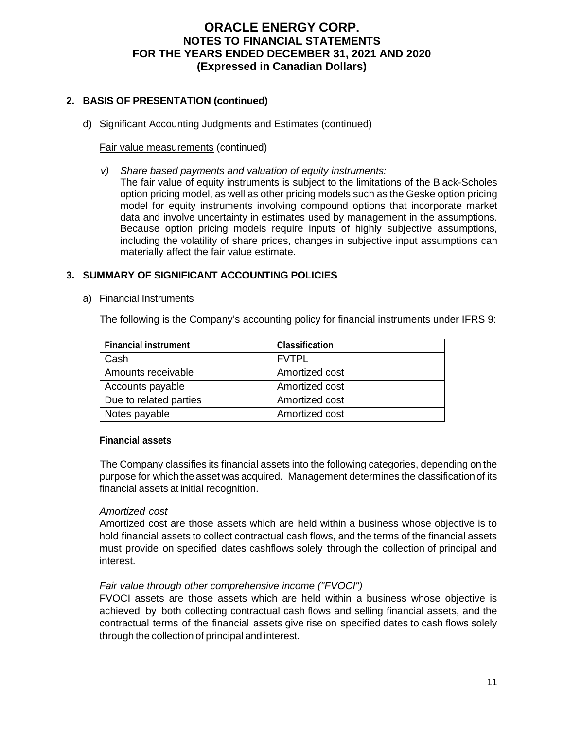## 2. BASIS OF PRESENTATION (continued)

d) Significant Accounting Judgments and Estimates (continued)

Fair value measurements (continued)

*v) Share based payments and valuation of equity instruments:*
The fair value of equity instruments is subject to the limitations of the Black-Scholes option pricing model, as well as other pricing models such as the Geske option pricing model for equity instruments involving compound options that incorporate market data and involve uncertainty in estimates used by management in the assumptions. Because option pricing models require inputs of highly subjective assumptions, including the volatility of share prices, changes in subjective input assumptions can materially affect the fair value estimate.

## 3. SUMMARY OF SIGNIFICANT ACCOUNTING POLICIES

a) Financial Instruments

The following is the Company's accounting policy for financial instruments under IFRS 9:

| Financial instrument | Classification |
|---|---|
| Cash | FVTPL |
| Amounts receivable | Amortized cost |
| Accounts payable | Amortized cost |
| Due to related parties | Amortized cost |
| Notes payable | Amortized cost |

**Financial assets**

The Company classifies its financial assets into the following categories, depending on the purpose for which the asset was acquired. Management determines the classification of its financial assets at initial recognition.

*Amortized cost*
Amortized cost are those assets which are held within a business whose objective is to hold financial assets to collect contractual cash flows, and the terms of the financial assets must provide on specified dates cashflows solely through the collection of principal and interest.

*Fair value through other comprehensive income ("FVOCI")*
FVOCI assets are those assets which are held within a business whose objective is achieved by both collecting contractual cash flows and selling financial assets, and the contractual terms of the financial assets give rise on specified dates to cash flows solely through the collection of principal and interest.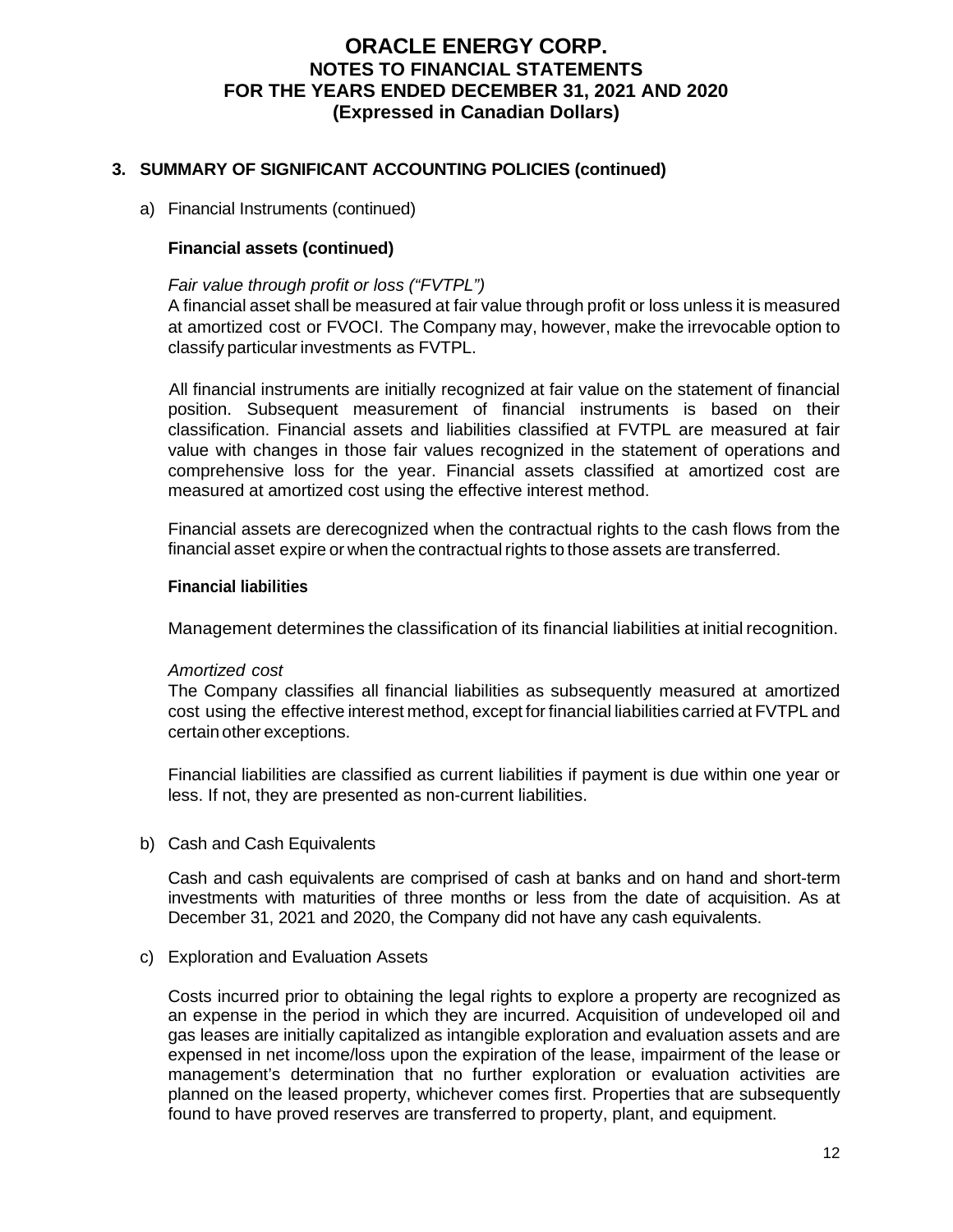# ORACLE ENERGY CORP.
## NOTES TO FINANCIAL STATEMENTS
## FOR THE YEARS ENDED DECEMBER 31, 2021 AND 2020
## (Expressed in Canadian Dollars)

### 3. SUMMARY OF SIGNIFICANT ACCOUNTING POLICIES (continued)

a) Financial Instruments (continued)

**Financial assets (continued)**

*Fair value through profit or loss ("FVTPL")*
A financial asset shall be measured at fair value through profit or loss unless it is measured at amortized cost or FVOCI. The Company may, however, make the irrevocable option to classify particular investments as FVTPL.

All financial instruments are initially recognized at fair value on the statement of financial position. Subsequent measurement of financial instruments is based on their classification. Financial assets and liabilities classified at FVTPL are measured at fair value with changes in those fair values recognized in the statement of operations and comprehensive loss for the year. Financial assets classified at amortized cost are measured at amortized cost using the effective interest method.

Financial assets are derecognized when the contractual rights to the cash flows from the financial asset expire or when the contractual rights to those assets are transferred.

**Financial liabilities**

Management determines the classification of its financial liabilities at initial recognition.

*Amortized cost*
The Company classifies all financial liabilities as subsequently measured at amortized cost using the effective interest method, except for financial liabilities carried at FVTPL and certain other exceptions.

Financial liabilities are classified as current liabilities if payment is due within one year or less. If not, they are presented as non-current liabilities.

b) Cash and Cash Equivalents

Cash and cash equivalents are comprised of cash at banks and on hand and short-term investments with maturities of three months or less from the date of acquisition. As at December 31, 2021 and 2020, the Company did not have any cash equivalents.

c) Exploration and Evaluation Assets

Costs incurred prior to obtaining the legal rights to explore a property are recognized as an expense in the period in which they are incurred. Acquisition of undeveloped oil and gas leases are initially capitalized as intangible exploration and evaluation assets and are expensed in net income/loss upon the expiration of the lease, impairment of the lease or management's determination that no further exploration or evaluation activities are planned on the leased property, whichever comes first. Properties that are subsequently found to have proved reserves are transferred to property, plant, and equipment.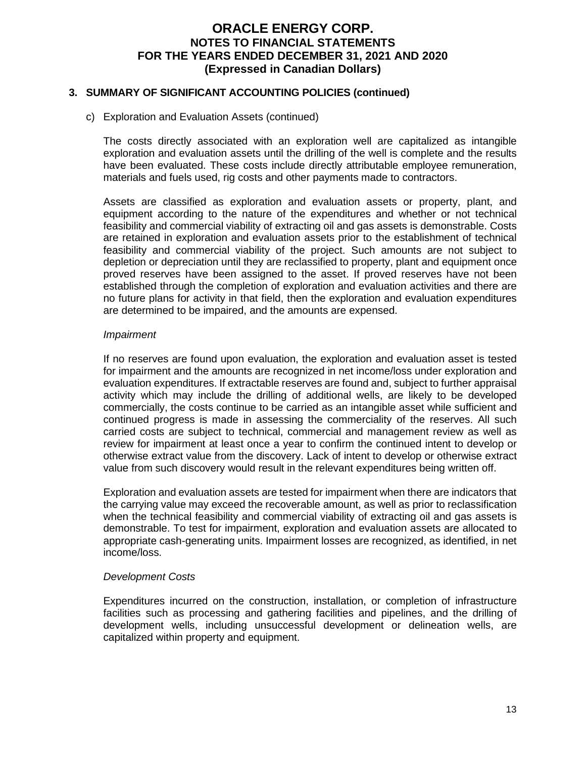## 3. SUMMARY OF SIGNIFICANT ACCOUNTING POLICIES (continued)

c) Exploration and Evaluation Assets (continued)

The costs directly associated with an exploration well are capitalized as intangible exploration and evaluation assets until the drilling of the well is complete and the results have been evaluated. These costs include directly attributable employee remuneration, materials and fuels used, rig costs and other payments made to contractors.

Assets are classified as exploration and evaluation assets or property, plant, and equipment according to the nature of the expenditures and whether or not technical feasibility and commercial viability of extracting oil and gas assets is demonstrable. Costs are retained in exploration and evaluation assets prior to the establishment of technical feasibility and commercial viability of the project. Such amounts are not subject to depletion or depreciation until they are reclassified to property, plant and equipment once proved reserves have been assigned to the asset. If proved reserves have not been established through the completion of exploration and evaluation activities and there are no future plans for activity in that field, then the exploration and evaluation expenditures are determined to be impaired, and the amounts are expensed.

*Impairment*

If no reserves are found upon evaluation, the exploration and evaluation asset is tested for impairment and the amounts are recognized in net income/loss under exploration and evaluation expenditures. If extractable reserves are found and, subject to further appraisal activity which may include the drilling of additional wells, are likely to be developed commercially, the costs continue to be carried as an intangible asset while sufficient and continued progress is made in assessing the commerciality of the reserves. All such carried costs are subject to technical, commercial and management review as well as review for impairment at least once a year to confirm the continued intent to develop or otherwise extract value from the discovery. Lack of intent to develop or otherwise extract value from such discovery would result in the relevant expenditures being written off.

Exploration and evaluation assets are tested for impairment when there are indicators that the carrying value may exceed the recoverable amount, as well as prior to reclassification when the technical feasibility and commercial viability of extracting oil and gas assets is demonstrable. To test for impairment, exploration and evaluation assets are allocated to appropriate cash-generating units. Impairment losses are recognized, as identified, in net income/loss.

*Development Costs*

Expenditures incurred on the construction, installation, or completion of infrastructure facilities such as processing and gathering facilities and pipelines, and the drilling of development wells, including unsuccessful development or delineation wells, are capitalized within property and equipment.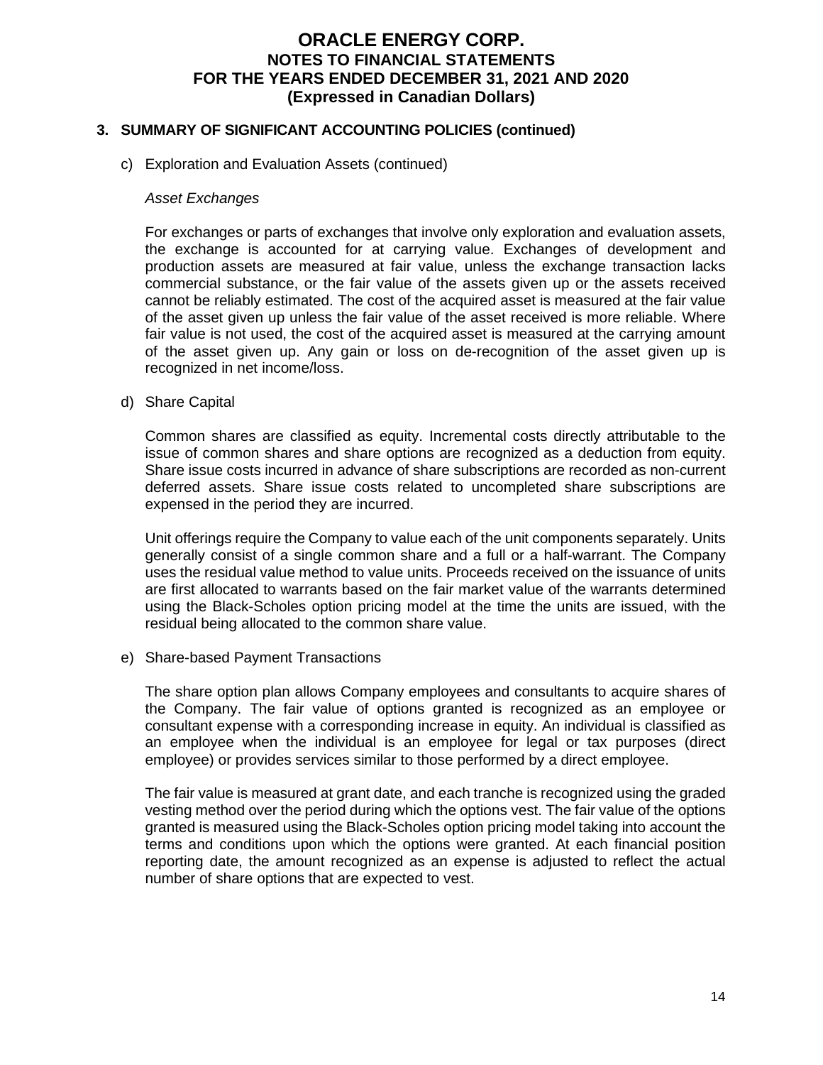## 3. SUMMARY OF SIGNIFICANT ACCOUNTING POLICIES (continued)

c) Exploration and Evaluation Assets (continued)

*Asset Exchanges*

For exchanges or parts of exchanges that involve only exploration and evaluation assets, the exchange is accounted for at carrying value. Exchanges of development and production assets are measured at fair value, unless the exchange transaction lacks commercial substance, or the fair value of the assets given up or the assets received cannot be reliably estimated. The cost of the acquired asset is measured at the fair value of the asset given up unless the fair value of the asset received is more reliable. Where fair value is not used, the cost of the acquired asset is measured at the carrying amount of the asset given up. Any gain or loss on de-recognition of the asset given up is recognized in net income/loss.

d) Share Capital

Common shares are classified as equity. Incremental costs directly attributable to the issue of common shares and share options are recognized as a deduction from equity. Share issue costs incurred in advance of share subscriptions are recorded as non-current deferred assets. Share issue costs related to uncompleted share subscriptions are expensed in the period they are incurred.

Unit offerings require the Company to value each of the unit components separately. Units generally consist of a single common share and a full or a half-warrant. The Company uses the residual value method to value units. Proceeds received on the issuance of units are first allocated to warrants based on the fair market value of the warrants determined using the Black-Scholes option pricing model at the time the units are issued, with the residual being allocated to the common share value.

e) Share-based Payment Transactions

The share option plan allows Company employees and consultants to acquire shares of the Company. The fair value of options granted is recognized as an employee or consultant expense with a corresponding increase in equity. An individual is classified as an employee when the individual is an employee for legal or tax purposes (direct employee) or provides services similar to those performed by a direct employee.

The fair value is measured at grant date, and each tranche is recognized using the graded vesting method over the period during which the options vest. The fair value of the options granted is measured using the Black-Scholes option pricing model taking into account the terms and conditions upon which the options were granted. At each financial position reporting date, the amount recognized as an expense is adjusted to reflect the actual number of share options that are expected to vest.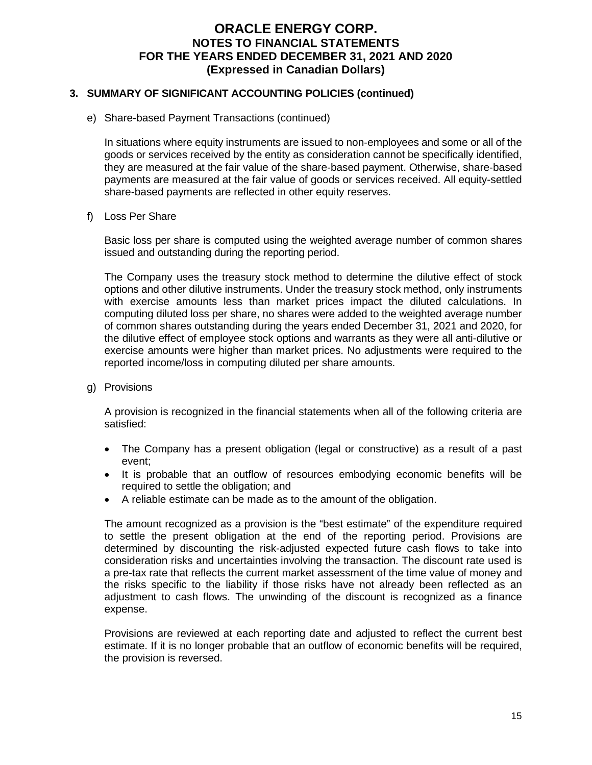## 3. SUMMARY OF SIGNIFICANT ACCOUNTING POLICIES (continued)

e) Share-based Payment Transactions (continued)

In situations where equity instruments are issued to non-employees and some or all of the goods or services received by the entity as consideration cannot be specifically identified, they are measured at the fair value of the share-based payment. Otherwise, share-based payments are measured at the fair value of goods or services received. All equity-settled share-based payments are reflected in other equity reserves.

f) Loss Per Share

Basic loss per share is computed using the weighted average number of common shares issued and outstanding during the reporting period.

The Company uses the treasury stock method to determine the dilutive effect of stock options and other dilutive instruments. Under the treasury stock method, only instruments with exercise amounts less than market prices impact the diluted calculations. In computing diluted loss per share, no shares were added to the weighted average number of common shares outstanding during the years ended December 31, 2021 and 2020, for the dilutive effect of employee stock options and warrants as they were all anti-dilutive or exercise amounts were higher than market prices. No adjustments were required to the reported income/loss in computing diluted per share amounts.

g) Provisions

A provision is recognized in the financial statements when all of the following criteria are satisfied:

- The Company has a present obligation (legal or constructive) as a result of a past event;
- It is probable that an outflow of resources embodying economic benefits will be required to settle the obligation; and
- A reliable estimate can be made as to the amount of the obligation.

The amount recognized as a provision is the "best estimate" of the expenditure required to settle the present obligation at the end of the reporting period. Provisions are determined by discounting the risk-adjusted expected future cash flows to take into consideration risks and uncertainties involving the transaction. The discount rate used is a pre-tax rate that reflects the current market assessment of the time value of money and the risks specific to the liability if those risks have not already been reflected as an adjustment to cash flows. The unwinding of the discount is recognized as a finance expense.

Provisions are reviewed at each reporting date and adjusted to reflect the current best estimate. If it is no longer probable that an outflow of economic benefits will be required, the provision is reversed.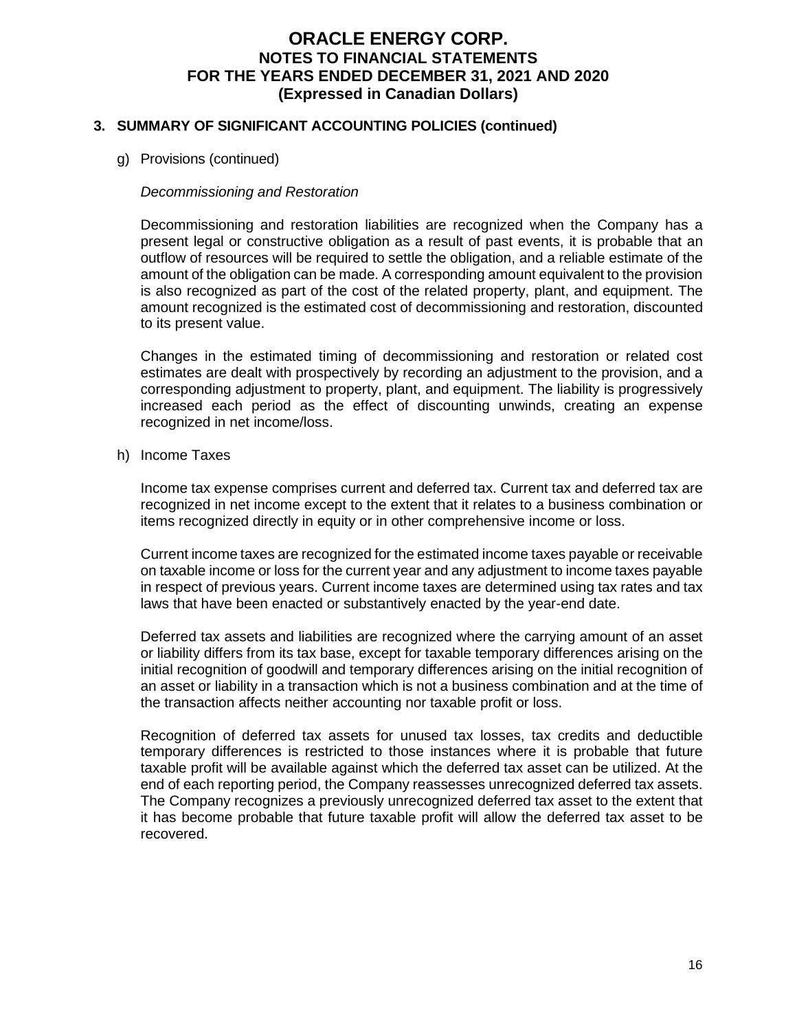## 3. SUMMARY OF SIGNIFICANT ACCOUNTING POLICIES (continued)

g) Provisions (continued)

*Decommissioning and Restoration*

Decommissioning and restoration liabilities are recognized when the Company has a present legal or constructive obligation as a result of past events, it is probable that an outflow of resources will be required to settle the obligation, and a reliable estimate of the amount of the obligation can be made. A corresponding amount equivalent to the provision is also recognized as part of the cost of the related property, plant, and equipment. The amount recognized is the estimated cost of decommissioning and restoration, discounted to its present value.

Changes in the estimated timing of decommissioning and restoration or related cost estimates are dealt with prospectively by recording an adjustment to the provision, and a corresponding adjustment to property, plant, and equipment. The liability is progressively increased each period as the effect of discounting unwinds, creating an expense recognized in net income/loss.

h) Income Taxes

Income tax expense comprises current and deferred tax. Current tax and deferred tax are recognized in net income except to the extent that it relates to a business combination or items recognized directly in equity or in other comprehensive income or loss.

Current income taxes are recognized for the estimated income taxes payable or receivable on taxable income or loss for the current year and any adjustment to income taxes payable in respect of previous years. Current income taxes are determined using tax rates and tax laws that have been enacted or substantively enacted by the year-end date.

Deferred tax assets and liabilities are recognized where the carrying amount of an asset or liability differs from its tax base, except for taxable temporary differences arising on the initial recognition of goodwill and temporary differences arising on the initial recognition of an asset or liability in a transaction which is not a business combination and at the time of the transaction affects neither accounting nor taxable profit or loss.

Recognition of deferred tax assets for unused tax losses, tax credits and deductible temporary differences is restricted to those instances where it is probable that future taxable profit will be available against which the deferred tax asset can be utilized. At the end of each reporting period, the Company reassesses unrecognized deferred tax assets. The Company recognizes a previously unrecognized deferred tax asset to the extent that it has become probable that future taxable profit will allow the deferred tax asset to be recovered.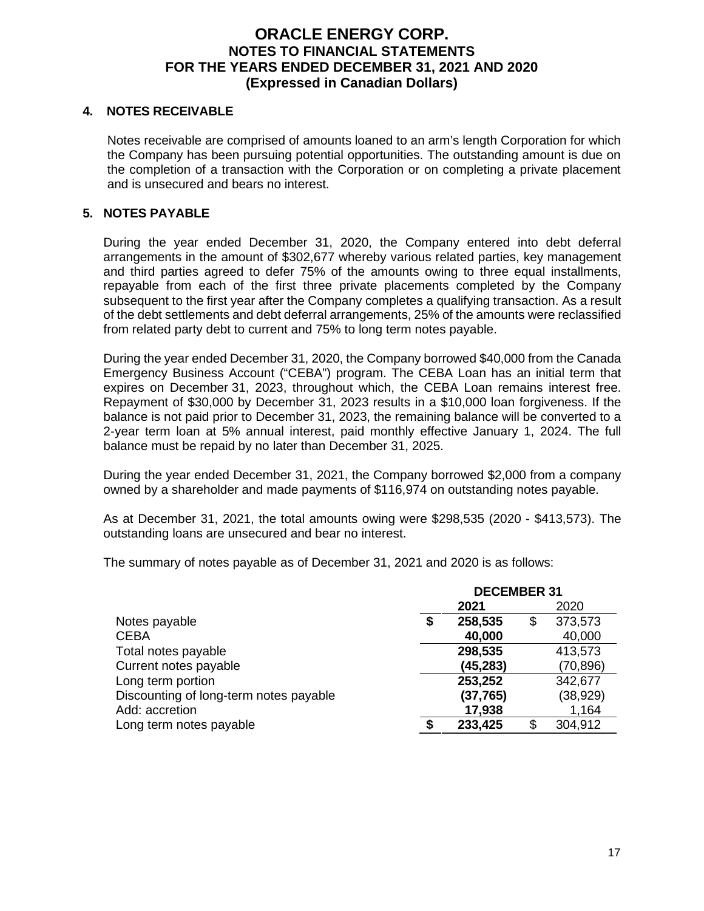# ORACLE ENERGY CORP.
## NOTES TO FINANCIAL STATEMENTS
## FOR THE YEARS ENDED DECEMBER 31, 2021 AND 2020
## (Expressed in Canadian Dollars)

### 4. NOTES RECEIVABLE

Notes receivable are comprised of amounts loaned to an arm's length Corporation for which the Company has been pursuing potential opportunities. The outstanding amount is due on the completion of a transaction with the Corporation or on completing a private placement and is unsecured and bears no interest.

### 5. NOTES PAYABLE

During the year ended December 31, 2020, the Company entered into debt deferral arrangements in the amount of $302,677 whereby various related parties, key management and third parties agreed to defer 75% of the amounts owing to three equal installments, repayable from each of the first three private placements completed by the Company subsequent to the first year after the Company completes a qualifying transaction. As a result of the debt settlements and debt deferral arrangements, 25% of the amounts were reclassified from related party debt to current and 75% to long term notes payable.

During the year ended December 31, 2020, the Company borrowed $40,000 from the Canada Emergency Business Account ("CEBA") program. The CEBA Loan has an initial term that expires on December 31, 2023, throughout which, the CEBA Loan remains interest free. Repayment of $30,000 by December 31, 2023 results in a $10,000 loan forgiveness. If the balance is not paid prior to December 31, 2023, the remaining balance will be converted to a 2-year term loan at 5% annual interest, paid monthly effective January 1, 2024. The full balance must be repaid by no later than December 31, 2025.

During the year ended December 31, 2021, the Company borrowed $2,000 from a company owned by a shareholder and made payments of $116,974 on outstanding notes payable.

As at December 31, 2021, the total amounts owing were $298,535 (2020 - $413,573). The outstanding loans are unsecured and bear no interest.

The summary of notes payable as of December 31, 2021 and 2020 is as follows:

| | DECEMBER 31 | |
|---|---|---|
| | **2021** | 2020 |
| Notes payable | **$ 258,535** | $ 373,573 |
| CEBA | **40,000** | 40,000 |
| Total notes payable | **298,535** | 413,573 |
| Current notes payable | **(45,283)** | (70,896) |
| Long term portion | **253,252** | 342,677 |
| Discounting of long-term notes payable | **(37,765)** | (38,929) |
| Add: accretion | **17,938** | 1,164 |
| Long term notes payable | **$ 233,425** | $ 304,912 |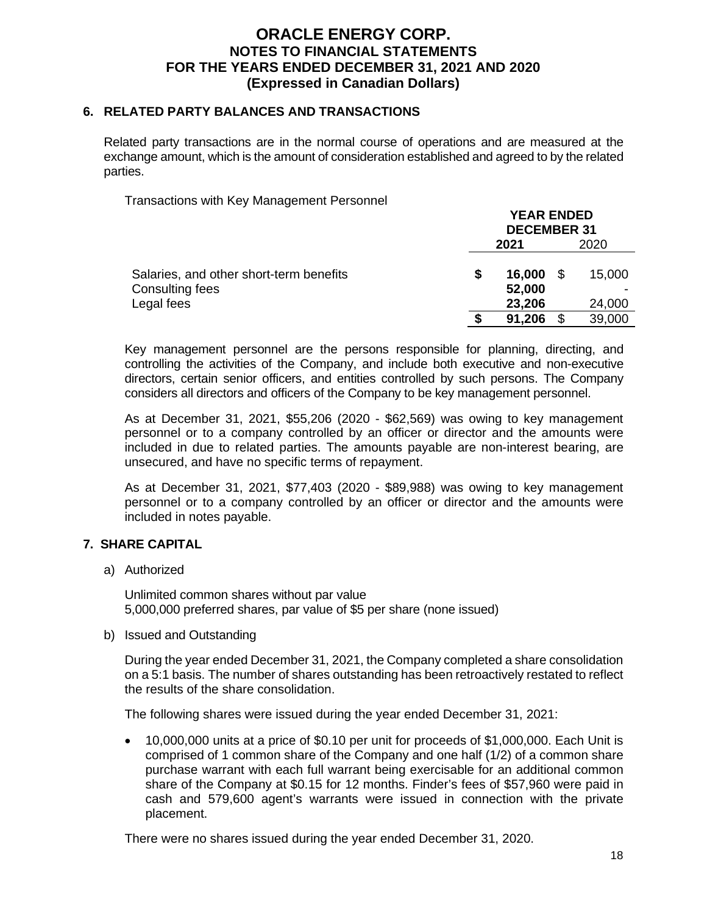# ORACLE ENERGY CORP.
## NOTES TO FINANCIAL STATEMENTS
## FOR THE YEARS ENDED DECEMBER 31, 2021 AND 2020
## (Expressed in Canadian Dollars)

### 6. RELATED PARTY BALANCES AND TRANSACTIONS

Related party transactions are in the normal course of operations and are measured at the exchange amount, which is the amount of consideration established and agreed to by the related parties.

Transactions with Key Management Personnel

| | YEAR ENDED DECEMBER 31 | |
|---|---|---|
| | **2021** | 2020 |
| Salaries, and other short-term benefits | **$ 16,000** | $ 15,000 |
| Consulting fees | **52,000** | - |
| Legal fees | **23,206** | 24,000 |
| | **$ 91,206** | $ 39,000 |

Key management personnel are the persons responsible for planning, directing, and controlling the activities of the Company, and include both executive and non-executive directors, certain senior officers, and entities controlled by such persons. The Company considers all directors and officers of the Company to be key management personnel.

As at December 31, 2021, $55,206 (2020 - $62,569) was owing to key management personnel or to a company controlled by an officer or director and the amounts were included in due to related parties. The amounts payable are non-interest bearing, are unsecured, and have no specific terms of repayment.

As at December 31, 2021, $77,403 (2020 - $89,988) was owing to key management personnel or to a company controlled by an officer or director and the amounts were included in notes payable.

### 7. SHARE CAPITAL

a) Authorized

Unlimited common shares without par value
5,000,000 preferred shares, par value of $5 per share (none issued)

b) Issued and Outstanding

During the year ended December 31, 2021, the Company completed a share consolidation on a 5:1 basis. The number of shares outstanding has been retroactively restated to reflect the results of the share consolidation.

The following shares were issued during the year ended December 31, 2021:

- 10,000,000 units at a price of $0.10 per unit for proceeds of $1,000,000. Each Unit is comprised of 1 common share of the Company and one half (1/2) of a common share purchase warrant with each full warrant being exercisable for an additional common share of the Company at $0.15 for 12 months. Finder's fees of $57,960 were paid in cash and 579,600 agent's warrants were issued in connection with the private placement.

There were no shares issued during the year ended December 31, 2020.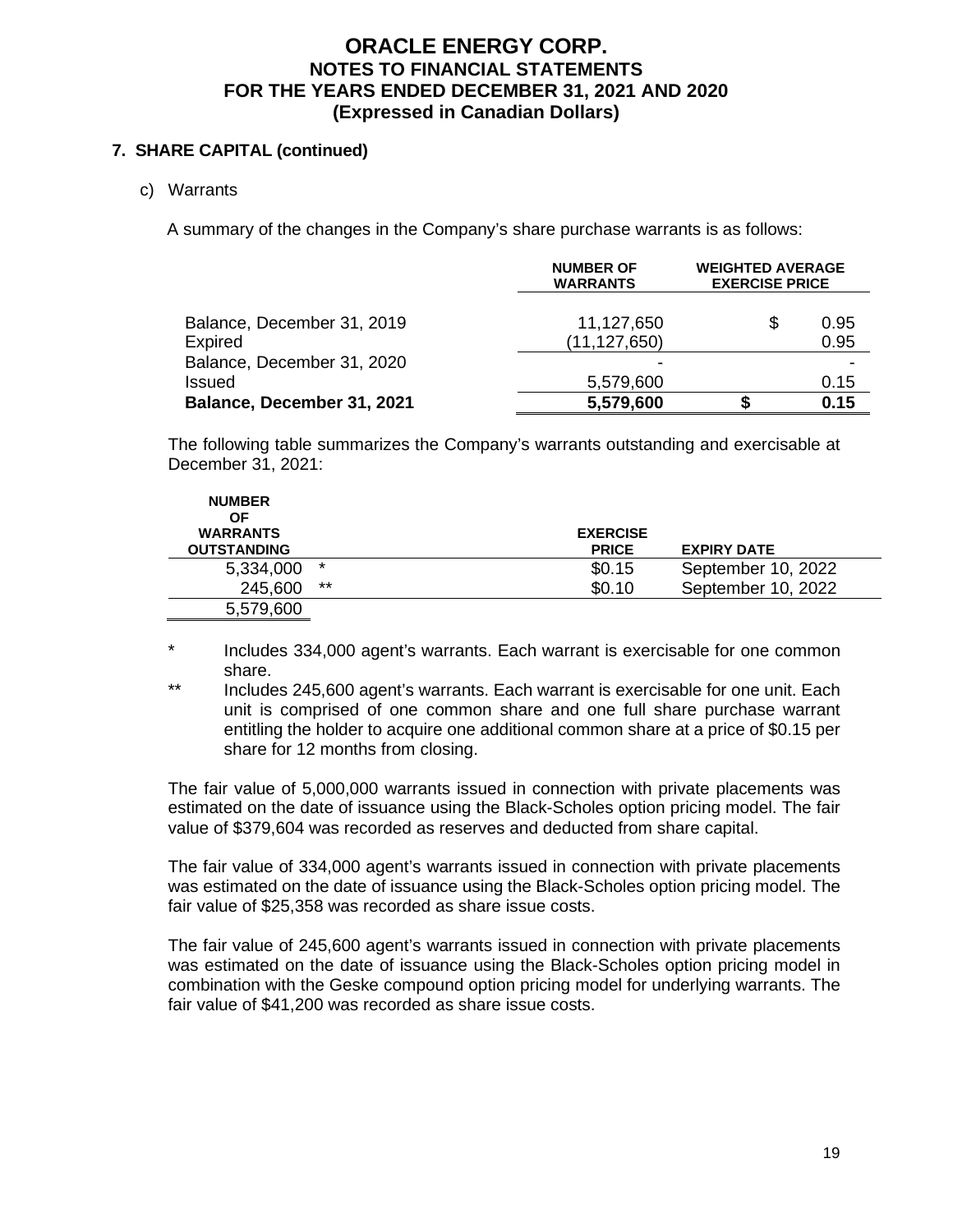## 7. SHARE CAPITAL (continued)

c) Warrants

A summary of the changes in the Company's share purchase warrants is as follows:

| | NUMBER OF WARRANTS | WEIGHTED AVERAGE EXERCISE PRICE |
|---|---|---|
| Balance, December 31, 2019 | 11,127,650 | $ 0.95 |
| Expired | (11,127,650) | 0.95 |
| Balance, December 31, 2020 | - | - |
| Issued | 5,579,600 | 0.15 |
| **Balance, December 31, 2021** | **5,579,600** | **$ 0.15** |

The following table summarizes the Company's warrants outstanding and exercisable at December 31, 2021:

| NUMBER OF WARRANTS OUTSTANDING | | EXERCISE PRICE | EXPIRY DATE |
|---|---|---|---|
| 5,334,000 | * | $0.15 | September 10, 2022 |
| 245,600 | ** | $0.10 | September 10, 2022 |
| 5,579,600 | | | |

\* Includes 334,000 agent's warrants. Each warrant is exercisable for one common share.

\** Includes 245,600 agent's warrants. Each warrant is exercisable for one unit. Each unit is comprised of one common share and one full share purchase warrant entitling the holder to acquire one additional common share at a price of $0.15 per share for 12 months from closing.

The fair value of 5,000,000 warrants issued in connection with private placements was estimated on the date of issuance using the Black-Scholes option pricing model. The fair value of $379,604 was recorded as reserves and deducted from share capital.

The fair value of 334,000 agent's warrants issued in connection with private placements was estimated on the date of issuance using the Black-Scholes option pricing model. The fair value of $25,358 was recorded as share issue costs.

The fair value of 245,600 agent's warrants issued in connection with private placements was estimated on the date of issuance using the Black-Scholes option pricing model in combination with the Geske compound option pricing model for underlying warrants. The fair value of $41,200 was recorded as share issue costs.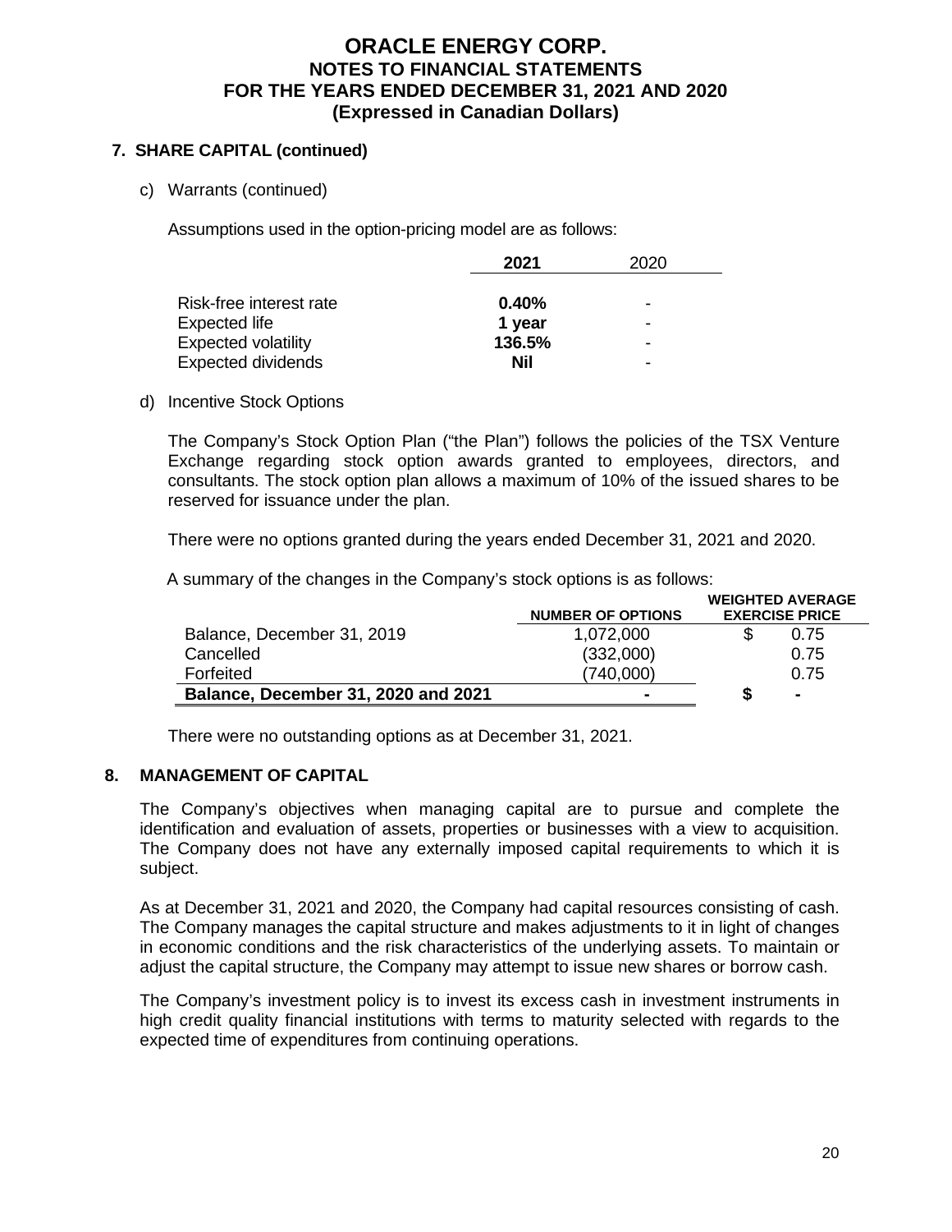# ORACLE ENERGY CORP.
## NOTES TO FINANCIAL STATEMENTS
## FOR THE YEARS ENDED DECEMBER 31, 2021 AND 2020
## (Expressed in Canadian Dollars)

### 7. SHARE CAPITAL (continued)

c) Warrants (continued)

Assumptions used in the option-pricing model are as follows:

| | **2021** | 2020 |
|---|---|---|
| Risk-free interest rate | **0.40%** | - |
| Expected life | **1 year** | - |
| Expected volatility | **136.5%** | - |
| Expected dividends | **Nil** | - |

d) Incentive Stock Options

The Company's Stock Option Plan ("the Plan") follows the policies of the TSX Venture Exchange regarding stock option awards granted to employees, directors, and consultants. The stock option plan allows a maximum of 10% of the issued shares to be reserved for issuance under the plan.

There were no options granted during the years ended December 31, 2021 and 2020.

A summary of the changes in the Company's stock options is as follows:

| | **NUMBER OF OPTIONS** | **WEIGHTED AVERAGE EXERCISE PRICE** |
|---|---|---|
| Balance, December 31, 2019 | 1,072,000 | $ 0.75 |
| Cancelled | (332,000) | 0.75 |
| Forfeited | (740,000) | 0.75 |
| **Balance, December 31, 2020 and 2021** | **-** | **$ -** |

There were no outstanding options as at December 31, 2021.

### 8. MANAGEMENT OF CAPITAL

The Company's objectives when managing capital are to pursue and complete the identification and evaluation of assets, properties or businesses with a view to acquisition. The Company does not have any externally imposed capital requirements to which it is subject.

As at December 31, 2021 and 2020, the Company had capital resources consisting of cash. The Company manages the capital structure and makes adjustments to it in light of changes in economic conditions and the risk characteristics of the underlying assets. To maintain or adjust the capital structure, the Company may attempt to issue new shares or borrow cash.

The Company's investment policy is to invest its excess cash in investment instruments in high credit quality financial institutions with terms to maturity selected with regards to the expected time of expenditures from continuing operations.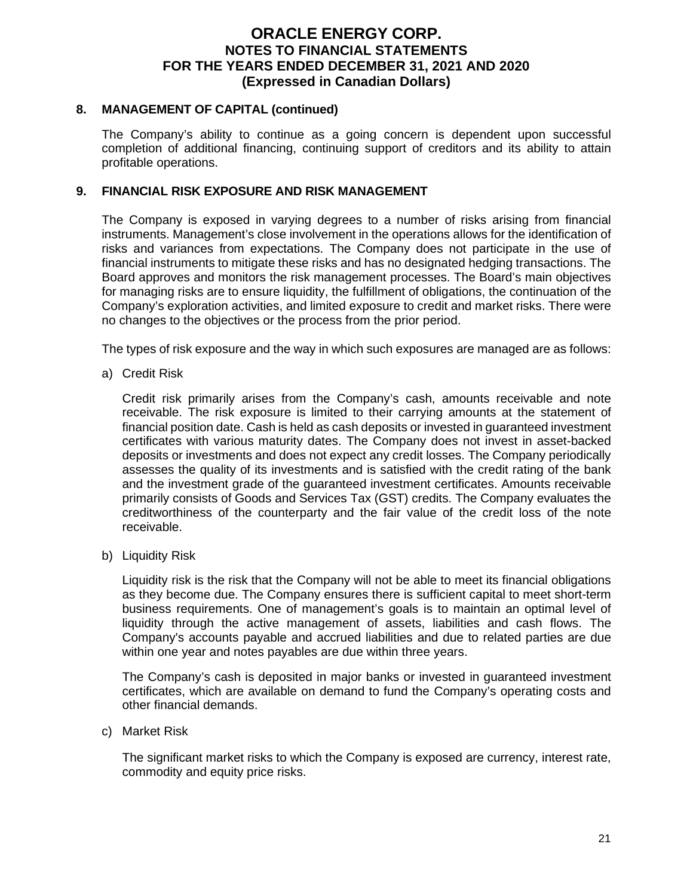## 8. MANAGEMENT OF CAPITAL (continued)

The Company's ability to continue as a going concern is dependent upon successful completion of additional financing, continuing support of creditors and its ability to attain profitable operations.

## 9. FINANCIAL RISK EXPOSURE AND RISK MANAGEMENT

The Company is exposed in varying degrees to a number of risks arising from financial instruments. Management's close involvement in the operations allows for the identification of risks and variances from expectations. The Company does not participate in the use of financial instruments to mitigate these risks and has no designated hedging transactions. The Board approves and monitors the risk management processes. The Board's main objectives for managing risks are to ensure liquidity, the fulfillment of obligations, the continuation of the Company's exploration activities, and limited exposure to credit and market risks. There were no changes to the objectives or the process from the prior period.

The types of risk exposure and the way in which such exposures are managed are as follows:

a) Credit Risk

Credit risk primarily arises from the Company's cash, amounts receivable and note receivable. The risk exposure is limited to their carrying amounts at the statement of financial position date. Cash is held as cash deposits or invested in guaranteed investment certificates with various maturity dates. The Company does not invest in asset-backed deposits or investments and does not expect any credit losses. The Company periodically assesses the quality of its investments and is satisfied with the credit rating of the bank and the investment grade of the guaranteed investment certificates. Amounts receivable primarily consists of Goods and Services Tax (GST) credits. The Company evaluates the creditworthiness of the counterparty and the fair value of the credit loss of the note receivable.

b) Liquidity Risk

Liquidity risk is the risk that the Company will not be able to meet its financial obligations as they become due. The Company ensures there is sufficient capital to meet short-term business requirements. One of management's goals is to maintain an optimal level of liquidity through the active management of assets, liabilities and cash flows. The Company's accounts payable and accrued liabilities and due to related parties are due within one year and notes payables are due within three years.

The Company's cash is deposited in major banks or invested in guaranteed investment certificates, which are available on demand to fund the Company's operating costs and other financial demands.

c) Market Risk

The significant market risks to which the Company is exposed are currency, interest rate, commodity and equity price risks.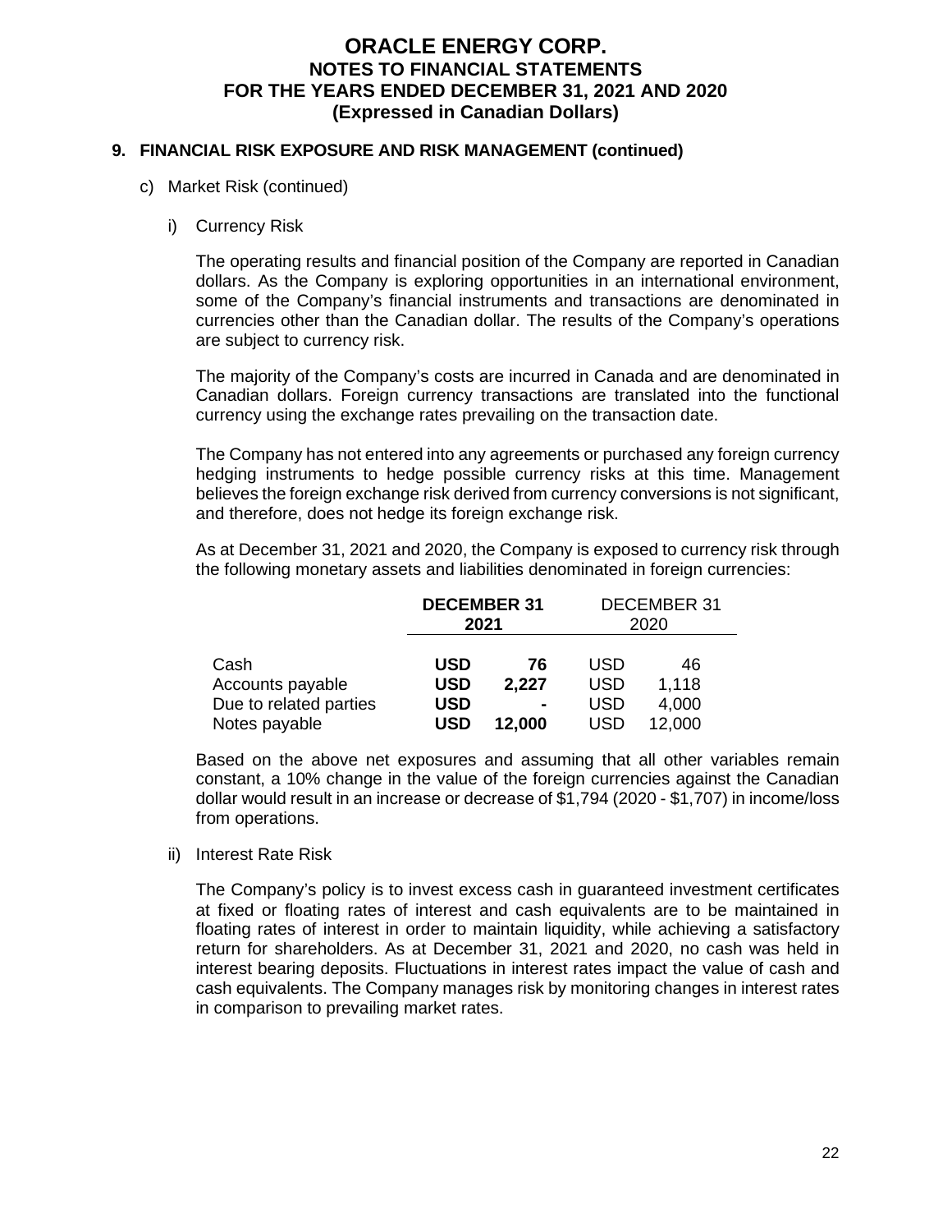# ORACLE ENERGY CORP.
## NOTES TO FINANCIAL STATEMENTS
## FOR THE YEARS ENDED DECEMBER 31, 2021 AND 2020
## (Expressed in Canadian Dollars)

### 9. FINANCIAL RISK EXPOSURE AND RISK MANAGEMENT (continued)

c) Market Risk (continued)

i) Currency Risk

The operating results and financial position of the Company are reported in Canadian dollars. As the Company is exploring opportunities in an international environment, some of the Company's financial instruments and transactions are denominated in currencies other than the Canadian dollar. The results of the Company's operations are subject to currency risk.

The majority of the Company's costs are incurred in Canada and are denominated in Canadian dollars. Foreign currency transactions are translated into the functional currency using the exchange rates prevailing on the transaction date.

The Company has not entered into any agreements or purchased any foreign currency hedging instruments to hedge possible currency risks at this time. Management believes the foreign exchange risk derived from currency conversions is not significant, and therefore, does not hedge its foreign exchange risk.

As at December 31, 2021 and 2020, the Company is exposed to currency risk through the following monetary assets and liabilities denominated in foreign currencies:

| | **DECEMBER 31 2021** | | DECEMBER 31 2020 | |
|---|---|---|---|---|
| Cash | **USD** | **76** | USD | 46 |
| Accounts payable | **USD** | **2,227** | USD | 1,118 |
| Due to related parties | **USD** | **-** | USD | 4,000 |
| Notes payable | **USD** | **12,000** | USD | 12,000 |

Based on the above net exposures and assuming that all other variables remain constant, a 10% change in the value of the foreign currencies against the Canadian dollar would result in an increase or decrease of $1,794 (2020 - $1,707) in income/loss from operations.

ii) Interest Rate Risk

The Company's policy is to invest excess cash in guaranteed investment certificates at fixed or floating rates of interest and cash equivalents are to be maintained in floating rates of interest in order to maintain liquidity, while achieving a satisfactory return for shareholders. As at December 31, 2021 and 2020, no cash was held in interest bearing deposits. Fluctuations in interest rates impact the value of cash and cash equivalents. The Company manages risk by monitoring changes in interest rates in comparison to prevailing market rates.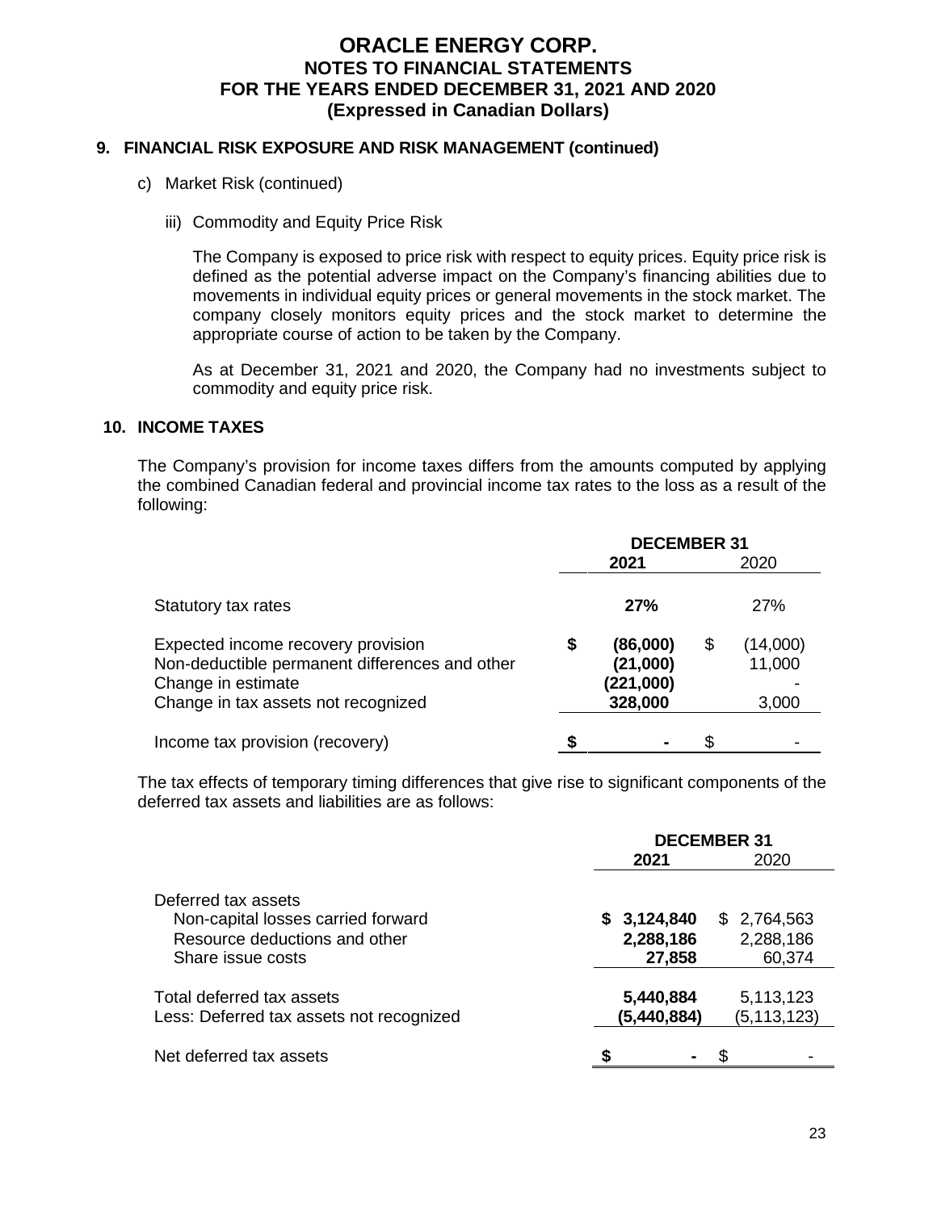# ORACLE ENERGY CORP.
## NOTES TO FINANCIAL STATEMENTS
## FOR THE YEARS ENDED DECEMBER 31, 2021 AND 2020
## (Expressed in Canadian Dollars)

### 9. FINANCIAL RISK EXPOSURE AND RISK MANAGEMENT (continued)

c) Market Risk (continued)

iii) Commodity and Equity Price Risk

The Company is exposed to price risk with respect to equity prices. Equity price risk is defined as the potential adverse impact on the Company's financing abilities due to movements in individual equity prices or general movements in the stock market. The company closely monitors equity prices and the stock market to determine the appropriate course of action to be taken by the Company.

As at December 31, 2021 and 2020, the Company had no investments subject to commodity and equity price risk.

### 10. INCOME TAXES

The Company's provision for income taxes differs from the amounts computed by applying the combined Canadian federal and provincial income tax rates to the loss as a result of the following:

| | DECEMBER 31 | |
|---|---|---|
| | **2021** | 2020 |
| Statutory tax rates | **27%** | 27% |
| Expected income recovery provision | **$ (86,000)** | $ (14,000) |
| Non-deductible permanent differences and other | **(21,000)** | 11,000 |
| Change in estimate | **(221,000)** | - |
| Change in tax assets not recognized | **328,000** | 3,000 |
| Income tax provision (recovery) | **$ -** | $ - |

The tax effects of temporary timing differences that give rise to significant components of the deferred tax assets and liabilities are as follows:

| | DECEMBER 31 | |
|---|---|---|
| | **2021** | 2020 |
| Deferred tax assets | | |
| Non-capital losses carried forward | **$ 3,124,840** | $ 2,764,563 |
| Resource deductions and other | **2,288,186** | 2,288,186 |
| Share issue costs | **27,858** | 60,374 |
| Total deferred tax assets | **5,440,884** | 5,113,123 |
| Less: Deferred tax assets not recognized | **(5,440,884)** | (5,113,123) |
| Net deferred tax assets | **$ -** | $ - |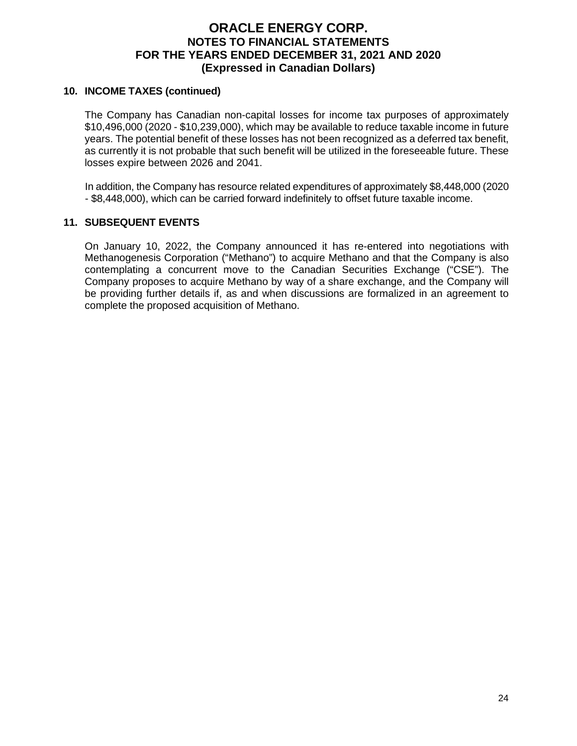## 10. INCOME TAXES (continued)

The Company has Canadian non-capital losses for income tax purposes of approximately $10,496,000 (2020 - $10,239,000), which may be available to reduce taxable income in future years. The potential benefit of these losses has not been recognized as a deferred tax benefit, as currently it is not probable that such benefit will be utilized in the foreseeable future. These losses expire between 2026 and 2041.

In addition, the Company has resource related expenditures of approximately $8,448,000 (2020 - $8,448,000), which can be carried forward indefinitely to offset future taxable income.

## 11. SUBSEQUENT EVENTS

On January 10, 2022, the Company announced it has re-entered into negotiations with Methanogenesis Corporation ("Methano") to acquire Methano and that the Company is also contemplating a concurrent move to the Canadian Securities Exchange ("CSE"). The Company proposes to acquire Methano by way of a share exchange, and the Company will be providing further details if, as and when discussions are formalized in an agreement to complete the proposed acquisition of Methano.